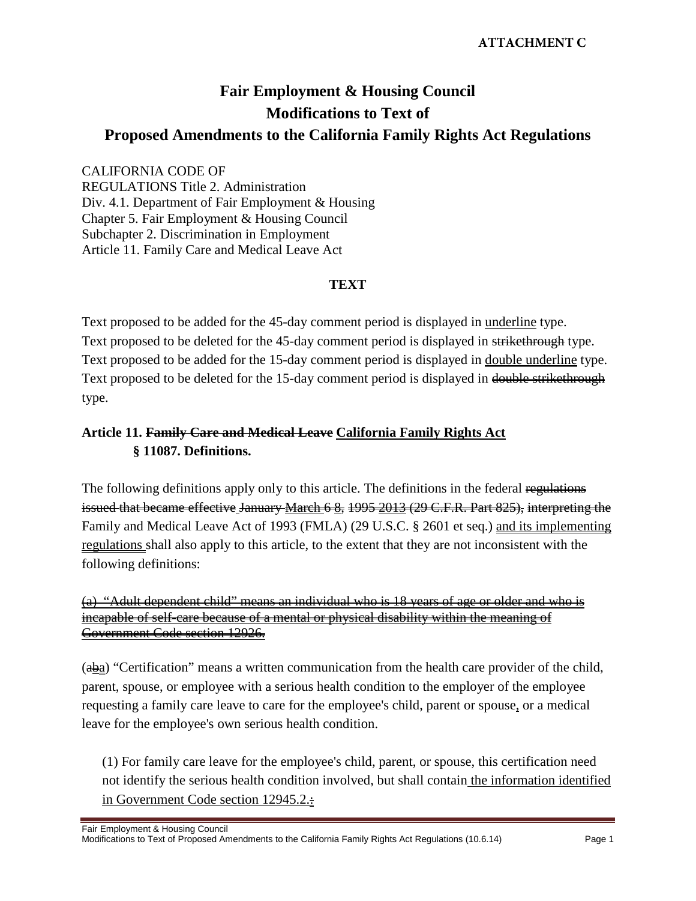ATTACHMENT C

# Fair Employment & Housing Council
# Modifications to Text of
# Proposed Amendments to the California Family Rights Act Regulations

CALIFORNIA CODE OF
REGULATIONS Title 2. Administration
Div. 4.1. Department of Fair Employment & Housing
Chapter 5. Fair Employment & Housing Council
Subchapter 2. Discrimination in Employment
Article 11. Family Care and Medical Leave Act

**TEXT**

Text proposed to be added for the 45-day comment period is displayed in <u>underline</u> type.
Text proposed to be deleted for the 45-day comment period is displayed in ~~strikethrough~~ type.
Text proposed to be added for the 15-day comment period is displayed in <u>double underline</u> type.
Text proposed to be deleted for the 15-day comment period is displayed in ~~double strikethrough~~ type.

**Article 11. ~~Family Care and Medical Leave~~ <u>California Family Rights Act</u>**
**§ 11087. Definitions.**

The following definitions apply only to this article. The definitions in the federal ~~regulations issued that became effective~~ January ~~March 6~~ ~~8~~, ~~1995~~ ~~2013 (29 C.F.R. Part 825)~~, ~~interpreting the~~ Family and Medical Leave Act of 1993 (FMLA) (29 U.S.C. § 2601 et seq.) <u>and its implementing regulations</u> shall also apply to this article, to the extent that they are not inconsistent with the following definitions:

~~(a) "Adult dependent child" means an individual who is 18 years of age or older and who is incapable of self-care because of a mental or physical disability within the meaning of Government Code section 12926.~~

(~~a~~~~b~~a) "Certification" means a written communication from the health care provider of the child, parent, spouse, or employee with a serious health condition to the employer of the employee requesting a family care leave to care for the employee's child, parent or spouse<u>,</u> or a medical leave for the employee's own serious health condition.

(1) For family care leave for the employee's child, parent, or spouse, this certification need not identify the serious health condition involved, but shall contain <u>the information identified in Government Code section 12945.2.</u>~~:~~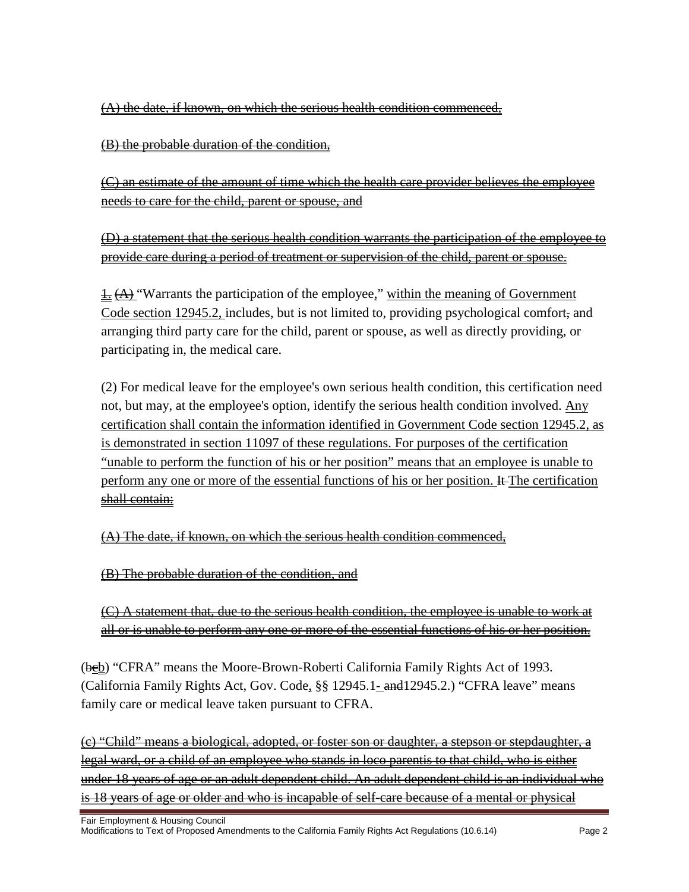~~(A) the date, if known, on which the serious health condition commenced,~~

~~(B) the probable duration of the condition,~~

~~(C) an estimate of the amount of time which the health care provider believes the employee needs to care for the child, parent or spouse, and~~

~~(D) a statement that the serious health condition warrants the participation of the employee to provide care during a period of treatment or supervision of the child, parent or spouse.~~

<u>1.</u> ~~(A)~~ "Warrants the participation of the employee<u>,</u>" <u>within the meaning of Government Code section 12945.2,</u> includes, but is not limited to, providing psychological comfort~~,~~ and arranging third party care for the child, parent or spouse, as well as directly providing, or participating in, the medical care.

(2) For medical leave for the employee's own serious health condition, this certification need not, but may, at the employee's option, identify the serious health condition involved. <u>Any certification shall contain the information identified in Government Code section 12945.2, as is demonstrated in section 11097 of these regulations. For purposes of the certification "unable to perform the function of his or her position" means that an employee is unable to perform any one or more of the essential functions of his or her position.</u> ~~It~~ ~~<u>The certification shall contain:</u>~~

~~(A) The date, if known, on which the serious health condition commenced,~~

~~(B) The probable duration of the condition, and~~

~~(C) A statement that, due to the serious health condition, the employee is unable to work at all or is unable to perform any one or more of the essential functions of his or her position.~~

(~~b~~~~c~~<u>b</u>) "CFRA" means the Moore-Brown-Roberti California Family Rights Act of 1993. (California Family Rights Act, Gov. Code<u>,</u> §§ 12945.1<u>-</u> ~~and~~12945.2.) "CFRA leave" means family care or medical leave taken pursuant to CFRA.

~~(c) "Child" means a biological, adopted, or foster son or daughter, a stepson or stepdaughter, a legal ward, or a child of an employee who stands in loco parentis to that child, who is either under 18 years of age or an adult dependent child. An adult dependent child is an individual who is 18 years of age or older and who is incapable of self-care because of a mental or physical~~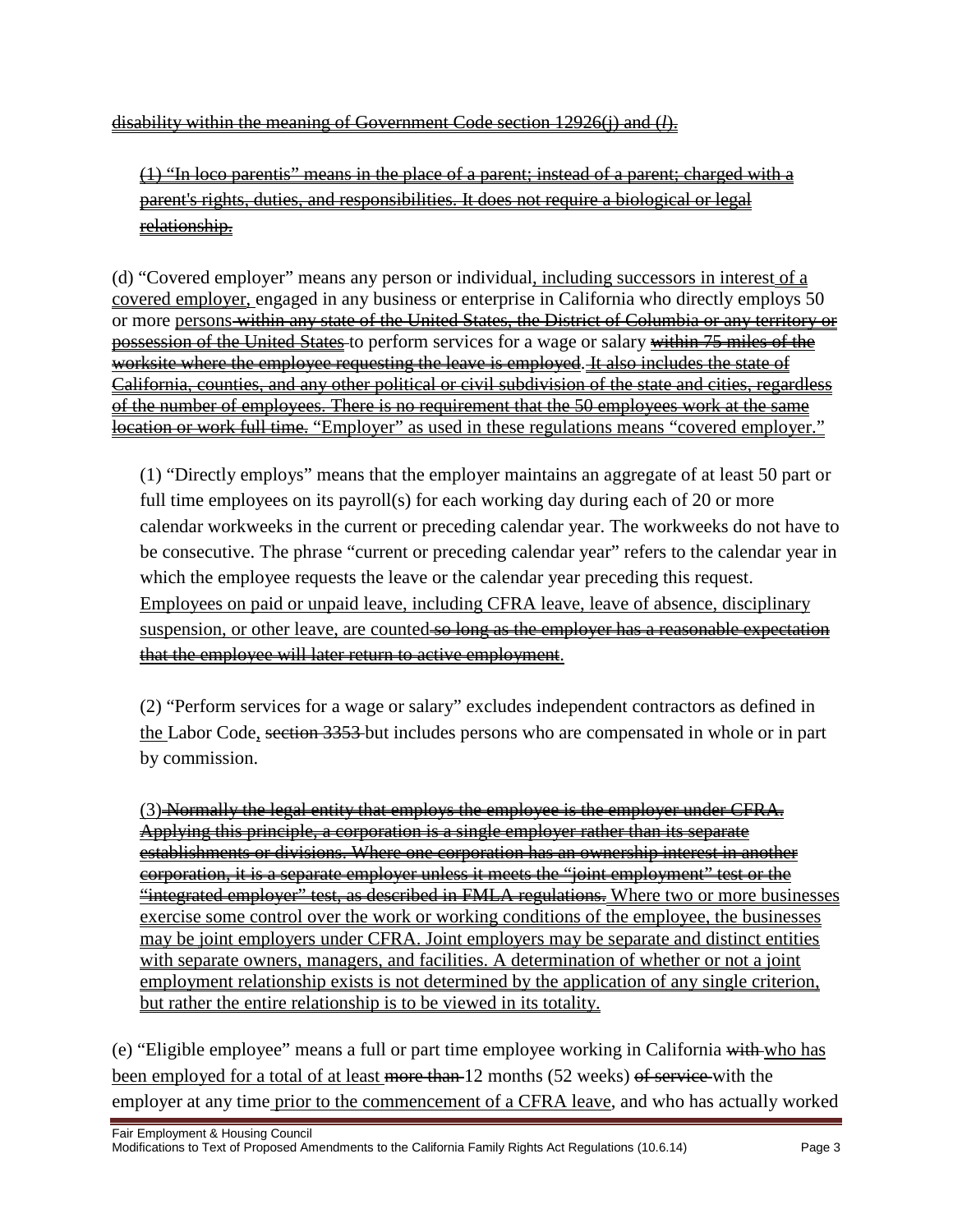disability within the meaning of Government Code section 12926(j) and (*l*).

(1) "In loco parentis" means in the place of a parent; instead of a parent; charged with a parent's rights, duties, and responsibilities. It does not require a biological or legal relationship.

(d) "Covered employer" means any person or individual, including successors in interest of a covered employer, engaged in any business or enterprise in California who directly employs 50 or more persons within any state of the United States, the District of Columbia or any territory or possession of the United States to perform services for a wage or salary within 75 miles of the worksite where the employee requesting the leave is employed. It also includes the state of California, counties, and any other political or civil subdivision of the state and cities, regardless of the number of employees. There is no requirement that the 50 employees work at the same location or work full time. "Employer" as used in these regulations means "covered employer."

(1) "Directly employs" means that the employer maintains an aggregate of at least 50 part or full time employees on its payroll(s) for each working day during each of 20 or more calendar workweeks in the current or preceding calendar year. The workweeks do not have to be consecutive. The phrase "current or preceding calendar year" refers to the calendar year in which the employee requests the leave or the calendar year preceding this request. Employees on paid or unpaid leave, including CFRA leave, leave of absence, disciplinary suspension, or other leave, are counted so long as the employer has a reasonable expectation that the employee will later return to active employment.

(2) "Perform services for a wage or salary" excludes independent contractors as defined in the Labor Code, section 3353 but includes persons who are compensated in whole or in part by commission.

(3) Normally the legal entity that employs the employee is the employer under CFRA. Applying this principle, a corporation is a single employer rather than its separate establishments or divisions. Where one corporation has an ownership interest in another corporation, it is a separate employer unless it meets the "joint employment" test or the "integrated employer" test, as described in FMLA regulations. Where two or more businesses exercise some control over the work or working conditions of the employee, the businesses may be joint employers under CFRA. Joint employers may be separate and distinct entities with separate owners, managers, and facilities. A determination of whether or not a joint employment relationship exists is not determined by the application of any single criterion, but rather the entire relationship is to be viewed in its totality.

(e) "Eligible employee" means a full or part time employee working in California with who has been employed for a total of at least more than 12 months (52 weeks) of service with the employer at any time prior to the commencement of a CFRA leave, and who has actually worked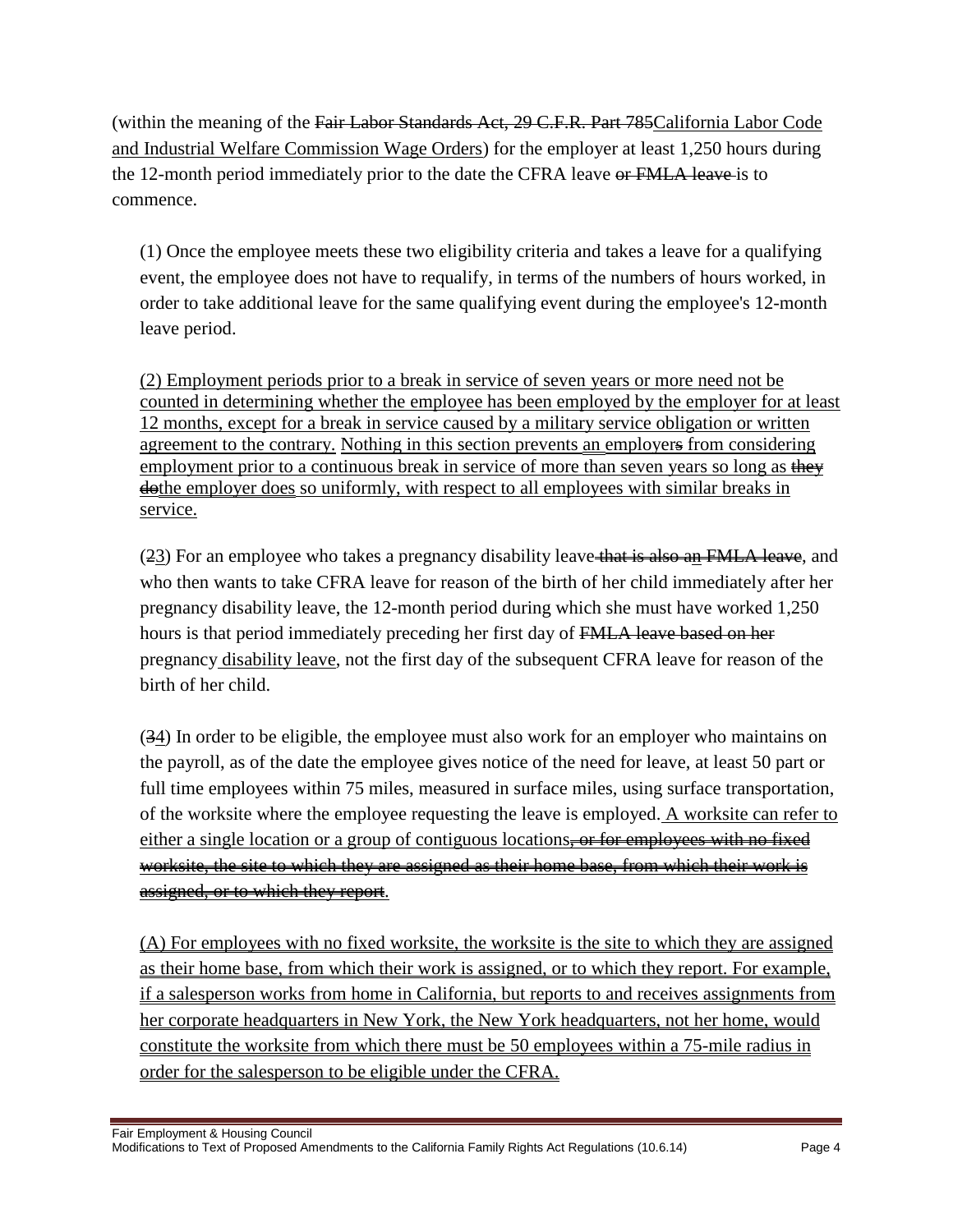(within the meaning of the ~~Fair Labor Standards Act, 29 C.F.R. Part 785~~<u>California Labor Code and Industrial Welfare Commission Wage Orders</u>) for the employer at least 1,250 hours during the 12-month period immediately prior to the date the CFRA leave ~~or FMLA leave~~ is to commence.

(1) Once the employee meets these two eligibility criteria and takes a leave for a qualifying event, the employee does not have to requalify, in terms of the numbers of hours worked, in order to take additional leave for the same qualifying event during the employee's 12-month leave period.

<u>(2) Employment periods prior to a break in service of seven years or more need not be counted in determining whether the employee has been employed by the employer for at least 12 months, except for a break in service caused by a military service obligation or written agreement to the contrary.</u> <u>Nothing in this section prevents an employer</u>~~s~~ <u>from considering employment prior to a continuous break in service of more than seven years so long as</u> ~~they do~~<u>the employer does so uniformly, with respect to all employees with similar breaks in service.</u>

(~~2~~<u>3</u>) For an employee who takes a pregnancy disability leave ~~that is also an FMLA leave~~, and who then wants to take CFRA leave for reason of the birth of her child immediately after her pregnancy disability leave, the 12-month period during which she must have worked 1,250 hours is that period immediately preceding her first day of ~~FMLA leave based on her~~ pregnancy<u> disability leave</u>, not the first day of the subsequent CFRA leave for reason of the birth of her child.

(~~3~~<u>4</u>) In order to be eligible, the employee must also work for an employer who maintains on the payroll, as of the date the employee gives notice of the need for leave, at least 50 part or full time employees within 75 miles, measured in surface miles, using surface transportation, of the worksite where the employee requesting the leave is employed.<u> A worksite can refer to either a single location or a group of contiguous locations</u>~~, or for employees with no fixed worksite, the site to which they are assigned as their home base, from which their work is assigned, or to which they report~~<u>.</u>

<u>(A) For employees with no fixed worksite, the worksite is the site to which they are assigned as their home base, from which their work is assigned, or to which they report. For example, if a salesperson works from home in California, but reports to and receives assignments from her corporate headquarters in New York, the New York headquarters, not her home, would constitute the worksite from which there must be 50 employees within a 75-mile radius in order for the salesperson to be eligible under the CFRA.</u>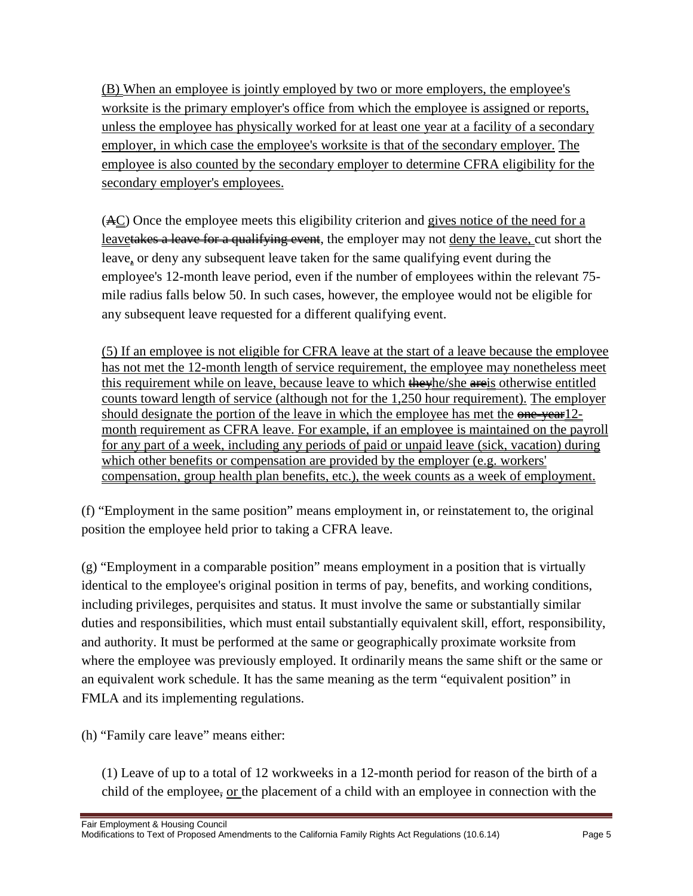(B) When an employee is jointly employed by two or more employers, the employee's worksite is the primary employer's office from which the employee is assigned or reports, unless the employee has physically worked for at least one year at a facility of a secondary employer, in which case the employee's worksite is that of the secondary employer. The employee is also counted by the secondary employer to determine CFRA eligibility for the secondary employer's employees.

(~~A~~C) Once the employee meets this eligibility criterion and gives notice of the need for a leave~~takes a leave for a qualifying event~~, the employer may not deny the leave, cut short the leave~~,~~ or deny any subsequent leave taken for the same qualifying event during the employee's 12-month leave period, even if the number of employees within the relevant 75-mile radius falls below 50. In such cases, however, the employee would not be eligible for any subsequent leave requested for a different qualifying event.

(5) If an employee is not eligible for CFRA leave at the start of a leave because the employee has not met the 12-month length of service requirement, the employee may nonetheless meet this requirement while on leave, because leave to which ~~they~~he/she ~~are~~is otherwise entitled counts toward length of service (although not for the 1,250 hour requirement). The employer should designate the portion of the leave in which the employee has met the ~~one-year~~12-month requirement as CFRA leave. For example, if an employee is maintained on the payroll for any part of a week, including any periods of paid or unpaid leave (sick, vacation) during which other benefits or compensation are provided by the employer (e.g. workers' compensation, group health plan benefits, etc.), the week counts as a week of employment.

(f) "Employment in the same position" means employment in, or reinstatement to, the original position the employee held prior to taking a CFRA leave.

(g) "Employment in a comparable position" means employment in a position that is virtually identical to the employee's original position in terms of pay, benefits, and working conditions, including privileges, perquisites and status. It must involve the same or substantially similar duties and responsibilities, which must entail substantially equivalent skill, effort, responsibility, and authority. It must be performed at the same or geographically proximate worksite from where the employee was previously employed. It ordinarily means the same shift or the same or an equivalent work schedule. It has the same meaning as the term "equivalent position" in FMLA and its implementing regulations.

(h) "Family care leave" means either:

(1) Leave of up to a total of 12 workweeks in a 12-month period for reason of the birth of a child of the employee~~,~~ or the placement of a child with an employee in connection with the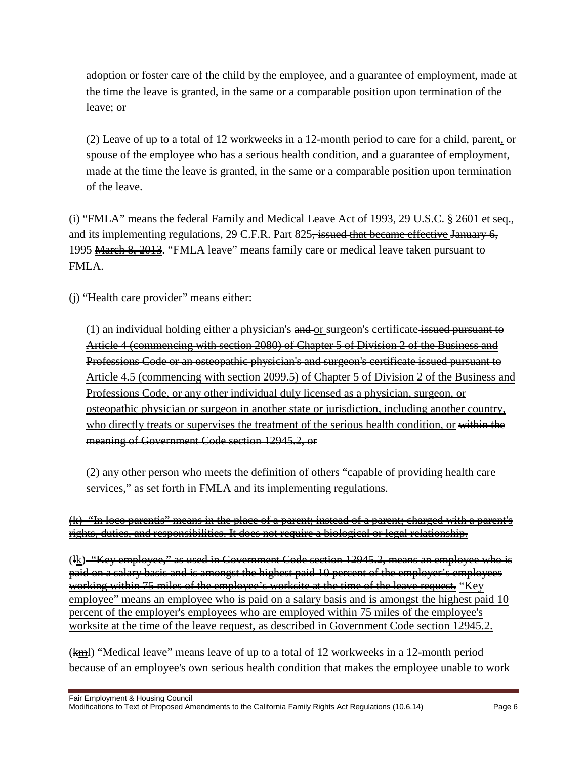adoption or foster care of the child by the employee, and a guarantee of employment, made at the time the leave is granted, in the same or a comparable position upon termination of the leave; or

(2) Leave of up to a total of 12 workweeks in a 12-month period to care for a child, parent<u>,</u> or spouse of the employee who has a serious health condition, and a guarantee of employment, made at the time the leave is granted, in the same or a comparable position upon termination of the leave.

(i) "FMLA" means the federal Family and Medical Leave Act of 1993, 29 U.S.C. § 2601 et seq., and its implementing regulations, 29 C.F.R. Part 825~~, issued~~ ~~<u>that became effective</u>~~ ~~January 6, 1995~~ ~~<u>March 8, 2013</u>~~. "FMLA leave" means family care or medical leave taken pursuant to FMLA.

(j) "Health care provider" means either:

(1) an individual holding either a physician's ~~<u>and</u>~~ ~~or~~ surgeon's certificate ~~<u>issued pursuant to Article 4 (commencing with section 2080) of Chapter 5 of Division 2 of the Business and Professions Code or an osteopathic physician's and surgeon's certificate issued pursuant to Article 4.5 (commencing with section 2099.5) of Chapter 5 of Division 2 of the Business and Professions Code, or any other individual duly licensed as a physician, surgeon, or osteopathic physician or surgeon in another state or jurisdiction, including another country, who directly treats or supervises the treatment of the serious health condition, or</u>~~ ~~within the meaning of Government Code section 12945.2, or~~

(2) any other person who meets the definition of others "capable of providing health care services," as set forth in FMLA and its implementing regulations.

~~<u>(k) "In loco parentis" means in the place of a parent; instead of a parent; charged with a parent's rights, duties, and responsibilities. It does not require a biological or legal relationship.</u>~~

(~~l~~<u>k</u>) ~~"Key employee," as used in Government Code section 12945.2, means an employee who is paid on a salary basis and is amongst the highest paid 10 percent of the employer's employees working within 75 miles of the employee's worksite at the time of the leave request.~~ <u>"Key employee" means an employee who is paid on a salary basis and is amongst the highest paid 10 percent of the employer's employees who are employed within 75 miles of the employee's worksite at the time of the leave request, as described in Government Code section 12945.2.</u>

(~~km~~<u>l</u>) "Medical leave" means leave of up to a total of 12 workweeks in a 12-month period because of an employee's own serious health condition that makes the employee unable to work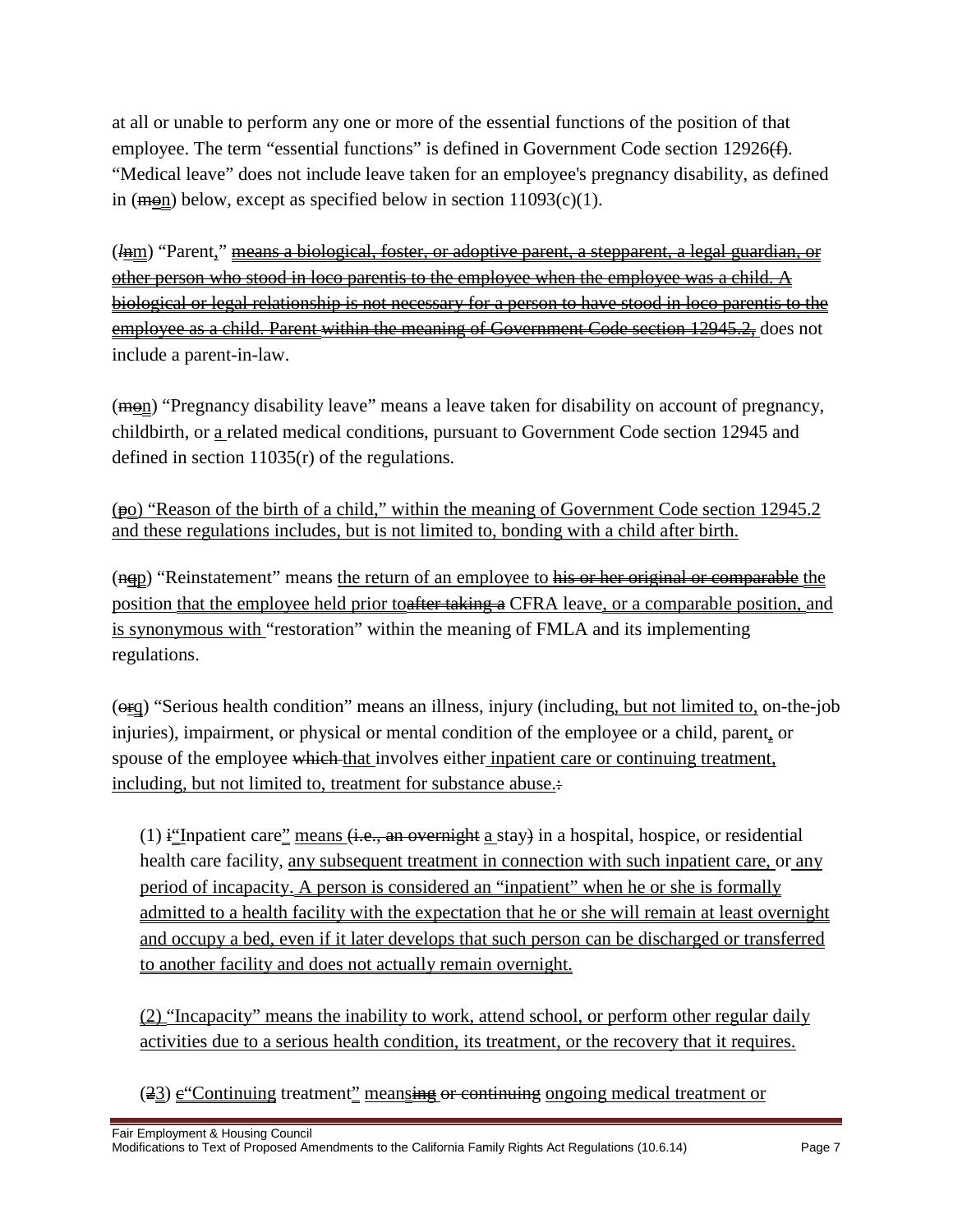at all or unable to perform any one or more of the essential functions of the position of that employee. The term "essential functions" is defined in Government Code section 12926(f). "Medical leave" does not include leave taken for an employee's pregnancy disability, as defined in (mon) below, except as specified below in section 11093(c)(1).

(lnm) "Parent," means a biological, foster, or adoptive parent, a stepparent, a legal guardian, or other person who stood in loco parentis to the employee when the employee was a child. A biological or legal relationship is not necessary for a person to have stood in loco parentis to the employee as a child. Parent within the meaning of Government Code section 12945.2, does not include a parent-in-law.

(mon) "Pregnancy disability leave" means a leave taken for disability on account of pregnancy, childbirth, or a related medical conditions, pursuant to Government Code section 12945 and defined in section 11035(r) of the regulations.

(po) "Reason of the birth of a child," within the meaning of Government Code section 12945.2 and these regulations includes, but is not limited to, bonding with a child after birth.

(nqp) "Reinstatement" means the return of an employee to his or her original or comparable the position that the employee held prior toafter taking a CFRA leave, or a comparable position, and is synonymous with "restoration" within the meaning of FMLA and its implementing regulations.

(orq) "Serious health condition" means an illness, injury (including, but not limited to, on-the-job injuries), impairment, or physical or mental condition of the employee or a child, parent, or spouse of the employee which that involves either inpatient care or continuing treatment, including, but not limited to, treatment for substance abuse.:

(1) i"Inpatient care" means (i.e., an overnight a stay) in a hospital, hospice, or residential health care facility, any subsequent treatment in connection with such inpatient care, or any period of incapacity. A person is considered an "inpatient" when he or she is formally admitted to a health facility with the expectation that he or she will remain at least overnight and occupy a bed, even if it later develops that such person can be discharged or transferred to another facility and does not actually remain overnight.

(2) "Incapacity" means the inability to work, attend school, or perform other regular daily activities due to a serious health condition, its treatment, or the recovery that it requires.

(23) c"Continuing treatment" meansing or continuing ongoing medical treatment or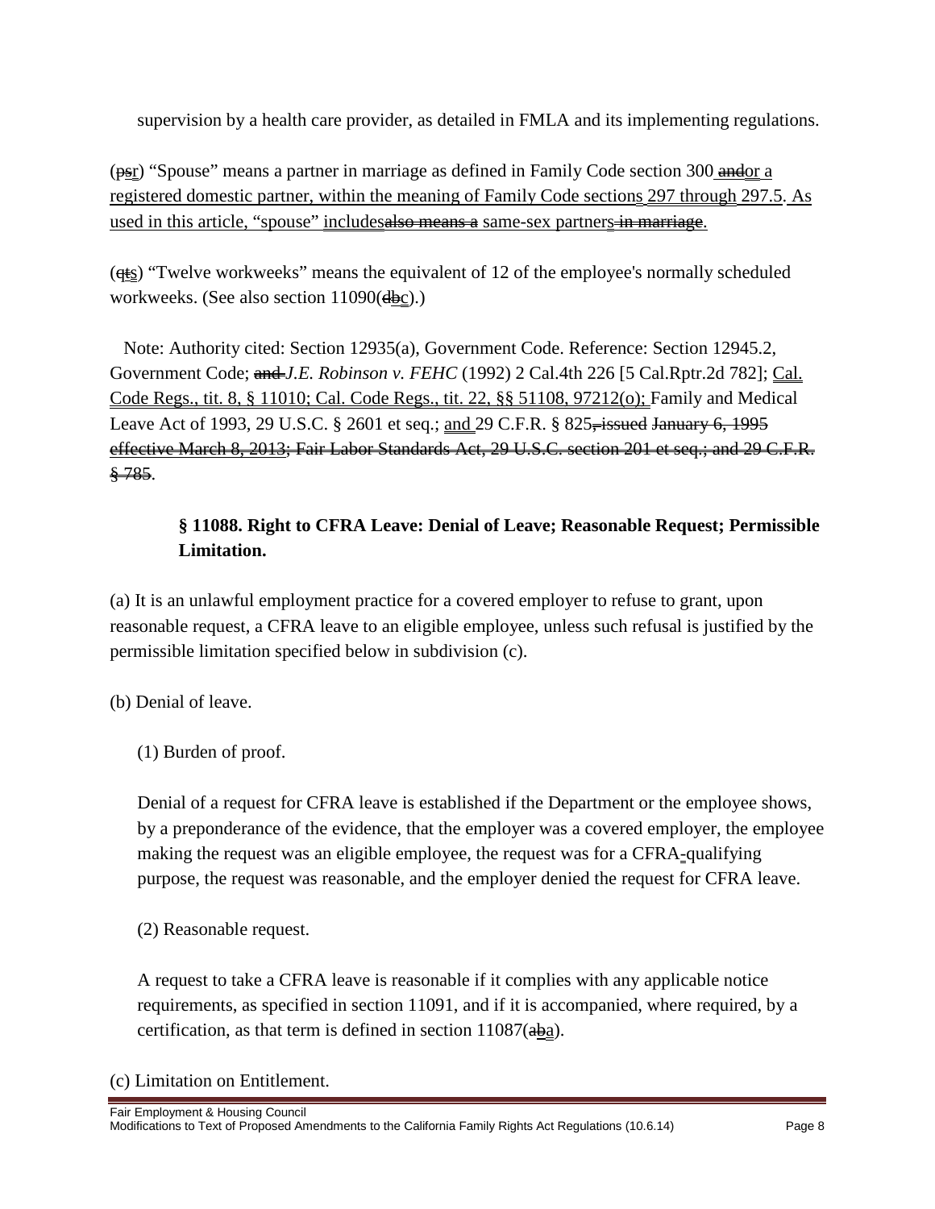supervision by a health care provider, as detailed in FMLA and its implementing regulations.

(~~ps~~<u>r</u>) "Spouse" means a partner in marriage as defined in Family Code section 300 ~~and~~<u>or a registered domestic partner, within the meaning of Family Code sections 297 through 297.5. As used in this article, "spouse" includes</u>~~also means a~~ same-sex partner<u>s</u>~~ in marriage~~.

(~~qt~~<u>s</u>) "Twelve workweeks" means the equivalent of 12 of the employee's normally scheduled workweeks. (See also section 11090(~~db~~<u>c</u>).)

Note: Authority cited: Section 12935(a), Government Code. Reference: Section 12945.2, Government Code; ~~and~~ *J.E. Robinson v. FEHC* (1992) 2 Cal.4th 226 [5 Cal.Rptr.2d 782]; <u>Cal. Code Regs., tit. 8, § 11010; Cal. Code Regs., tit. 22, §§ 51108, 97212(o);</u> Family and Medical Leave Act of 1993, 29 U.S.C. § 2601 et seq.; <u>and</u> 29 C.F.R. § 825~~, issued January 6, 1995 effective March 8, 2013; Fair Labor Standards Act, 29 U.S.C. section 201 et seq.; and 29 C.F.R. § 785~~.

**§ 11088. Right to CFRA Leave: Denial of Leave; Reasonable Request; Permissible Limitation.**

(a) It is an unlawful employment practice for a covered employer to refuse to grant, upon reasonable request, a CFRA leave to an eligible employee, unless such refusal is justified by the permissible limitation specified below in subdivision (c).

(b) Denial of leave.

(1) Burden of proof.

Denial of a request for CFRA leave is established if the Department or the employee shows, by a preponderance of the evidence, that the employer was a covered employer, the employee making the request was an eligible employee, the request was for a CFRA<u>-</u>qualifying purpose, the request was reasonable, and the employer denied the request for CFRA leave.

(2) Reasonable request.

A request to take a CFRA leave is reasonable if it complies with any applicable notice requirements, as specified in section 11091, and if it is accompanied, where required, by a certification, as that term is defined in section 11087(~~ab~~<u>a</u>).

(c) Limitation on Entitlement.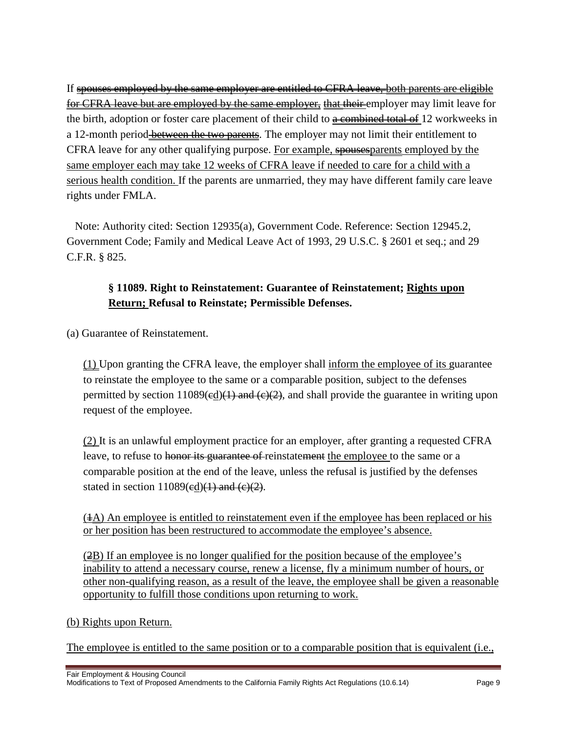If ~~spouses employed by the same employer are entitled to CFRA leave,~~ <u>both parents are eligible for CFRA leave but are employed by the same employer,</u> <u>that</u> ~~their~~ employer may limit leave for the birth, adoption or foster care placement of their child to ~~a combined total of~~ 12 workweeks in a 12-month period ~~between the two parents~~. The employer may not limit their entitlement to CFRA leave for any other qualifying purpose. <u>For example,</u> ~~spouses~~<u>parents</u> <u>employed by the same employer each may take 12 weeks of CFRA leave if needed to care for a child with a serious health condition.</u> If the parents are unmarried, they may have different family care leave rights under FMLA.

Note: Authority cited: Section 12935(a), Government Code. Reference: Section 12945.2, Government Code; Family and Medical Leave Act of 1993, 29 U.S.C. § 2601 et seq.; and 29 C.F.R. § 825.

### § 11089. Right to Reinstatement: Guarantee of Reinstatement; <u>Rights upon Return;</u> Refusal to Reinstate; Permissible Defenses.

(a) Guarantee of Reinstatement.

<u>(1)</u> Upon granting the CFRA leave, the employer shall <u>inform the employee of its</u> guarantee to reinstate the employee to the same or a comparable position, subject to the defenses permitted by section 11089(~~c~~<u>d</u>)~~(1) and (c)(2)~~, and shall provide the guarantee in writing upon request of the employee.

<u>(2)</u> It is an unlawful employment practice for an employer, after granting a requested CFRA leave, to refuse to ~~honor its guarantee of~~ reinstate~~ment~~ <u>the employee</u> to the same or a comparable position at the end of the leave, unless the refusal is justified by the defenses stated in section 11089(~~c~~<u>d</u>)~~(1) and (c)(2)~~.

<u>(~~1~~A) An employee is entitled to reinstatement even if the employee has been replaced or his or her position has been restructured to accommodate the employee's absence.</u>

<u>(~~2~~B) If an employee is no longer qualified for the position because of the employee's inability to attend a necessary course, renew a license, fly a minimum number of hours, or other non-qualifying reason, as a result of the leave, the employee shall be given a reasonable opportunity to fulfill those conditions upon returning to work.</u>

<u>(b) Rights upon Return.</u>

<u>The employee is entitled to the same position or to a comparable position that is equivalent (i.e.,</u>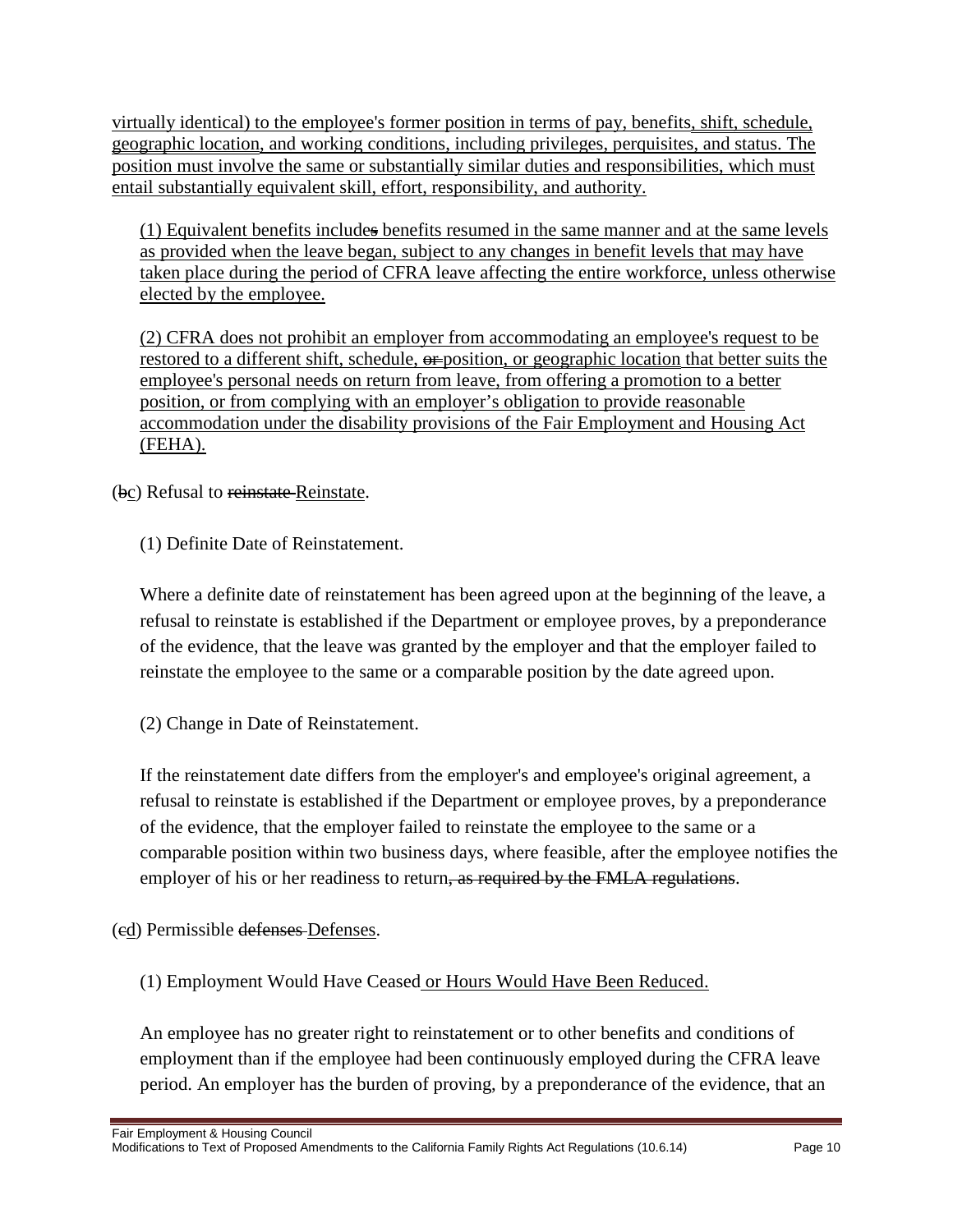virtually identical) to the employee's former position in terms of pay, benefits, shift, schedule, geographic location, and working conditions, including privileges, perquisites, and status. The position must involve the same or substantially similar duties and responsibilities, which must entail substantially equivalent skill, effort, responsibility, and authority.

(1) Equivalent benefits includes benefits resumed in the same manner and at the same levels as provided when the leave began, subject to any changes in benefit levels that may have taken place during the period of CFRA leave affecting the entire workforce, unless otherwise elected by the employee.

(2) CFRA does not prohibit an employer from accommodating an employee's request to be restored to a different shift, schedule, ~~or~~ position, or geographic location that better suits the employee's personal needs on return from leave, from offering a promotion to a better position, or from complying with an employer's obligation to provide reasonable accommodation under the disability provisions of the Fair Employment and Housing Act (FEHA).

(~~b~~c) Refusal to ~~reinstate~~ Reinstate.

(1) Definite Date of Reinstatement.

Where a definite date of reinstatement has been agreed upon at the beginning of the leave, a refusal to reinstate is established if the Department or employee proves, by a preponderance of the evidence, that the leave was granted by the employer and that the employer failed to reinstate the employee to the same or a comparable position by the date agreed upon.

(2) Change in Date of Reinstatement.

If the reinstatement date differs from the employer's and employee's original agreement, a refusal to reinstate is established if the Department or employee proves, by a preponderance of the evidence, that the employer failed to reinstate the employee to the same or a comparable position within two business days, where feasible, after the employee notifies the employer of his or her readiness to return~~, as required by the FMLA regulations~~.

(~~c~~d) Permissible ~~defenses~~ Defenses.

(1) Employment Would Have Ceased or Hours Would Have Been Reduced.

An employee has no greater right to reinstatement or to other benefits and conditions of employment than if the employee had been continuously employed during the CFRA leave period. An employer has the burden of proving, by a preponderance of the evidence, that an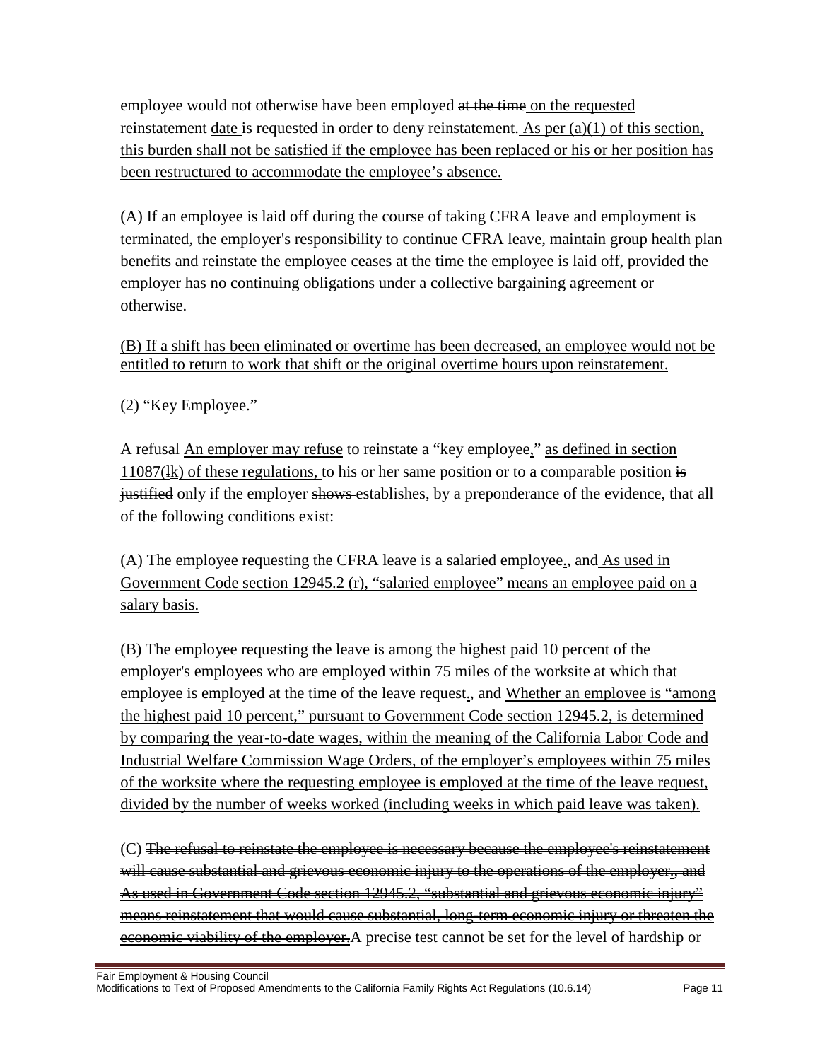employee would not otherwise have been employed ~~at the time~~<u> on the requested</u> reinstatement <u>date</u> ~~is requested~~ in order to deny reinstatement.<u> As per (a)(1) of this section, this burden shall not be satisfied if the employee has been replaced or his or her position has been restructured to accommodate the employee's absence.</u>

(A) If an employee is laid off during the course of taking CFRA leave and employment is terminated, the employer's responsibility to continue CFRA leave, maintain group health plan benefits and reinstate the employee ceases at the time the employee is laid off, provided the employer has no continuing obligations under a collective bargaining agreement or otherwise.

<u>(B) If a shift has been eliminated or overtime has been decreased, an employee would not be entitled to return to work that shift or the original overtime hours upon reinstatement.</u>

(2) "Key Employee."

~~A refusal~~ <u>An employer may refuse</u> to reinstate a "key employee<u>,</u>" <u>as defined in section 11087(~~l~~k) of these regulations,</u> to his or her same position or to a comparable position ~~is justified~~ <u>only</u> if the employer ~~shows~~ <u>establishes</u>, by a preponderance of the evidence, that all of the following conditions exist:

(A) The employee requesting the CFRA leave is a salaried employee<u>.</u>~~, and~~ <u>As used in Government Code section 12945.2 (r), "salaried employee" means an employee paid on a salary basis.</u>

(B) The employee requesting the leave is among the highest paid 10 percent of the employer's employees who are employed within 75 miles of the worksite at which that employee is employed at the time of the leave request<u>.</u>~~, and~~ <u>Whether an employee is "among the highest paid 10 percent," pursuant to Government Code section 12945.2, is determined by comparing the year-to-date wages, within the meaning of the California Labor Code and Industrial Welfare Commission Wage Orders, of the employer's employees within 75 miles of the worksite where the requesting employee is employed at the time of the leave request, divided by the number of weeks worked (including weeks in which paid leave was taken).</u>

(C) ~~The refusal to reinstate the employee is necessary because the employee's reinstatement will cause substantial and grievous economic injury to the operations of the employer., and As used in Government Code section 12945.2, "substantial and grievous economic injury" means reinstatement that would cause substantial, long-term economic injury or threaten the economic viability of the employer.~~<u>A precise test cannot be set for the level of hardship or</u>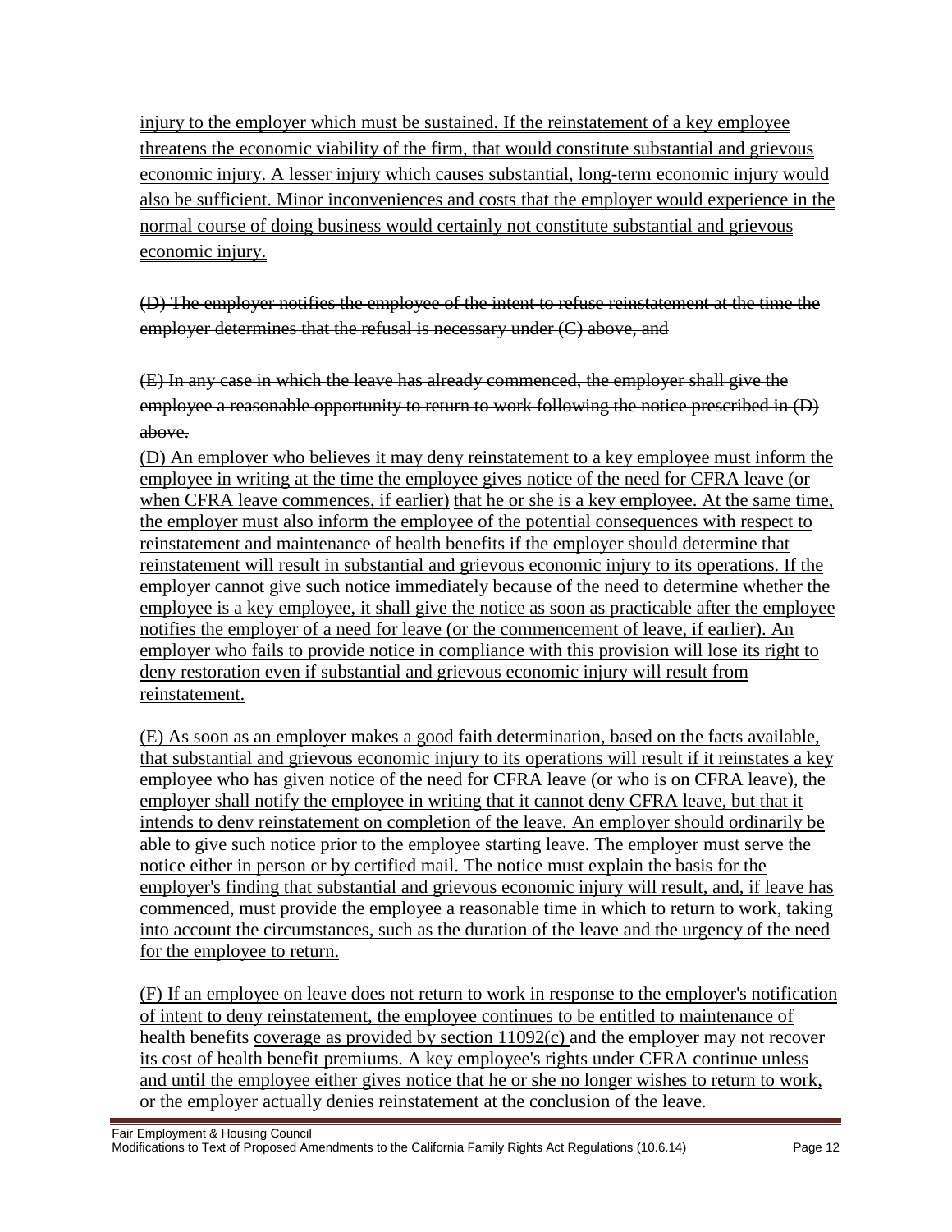injury to the employer which must be sustained. If the reinstatement of a key employee threatens the economic viability of the firm, that would constitute substantial and grievous economic injury. A lesser injury which causes substantial, long-term economic injury would also be sufficient. Minor inconveniences and costs that the employer would experience in the normal course of doing business would certainly not constitute substantial and grievous economic injury.

~~(D) The employer notifies the employee of the intent to refuse reinstatement at the time the employer determines that the refusal is necessary under (C) above, and~~

~~(E) In any case in which the leave has already commenced, the employer shall give the employee a reasonable opportunity to return to work following the notice prescribed in (D) above.~~

(D) An employer who believes it may deny reinstatement to a key employee must inform the employee in writing at the time the employee gives notice of the need for CFRA leave (or when CFRA leave commences, if earlier) that he or she is a key employee. At the same time, the employer must also inform the employee of the potential consequences with respect to reinstatement and maintenance of health benefits if the employer should determine that reinstatement will result in substantial and grievous economic injury to its operations. If the employer cannot give such notice immediately because of the need to determine whether the employee is a key employee, it shall give the notice as soon as practicable after the employee notifies the employer of a need for leave (or the commencement of leave, if earlier). An employer who fails to provide notice in compliance with this provision will lose its right to deny restoration even if substantial and grievous economic injury will result from reinstatement.

(E) As soon as an employer makes a good faith determination, based on the facts available, that substantial and grievous economic injury to its operations will result if it reinstates a key employee who has given notice of the need for CFRA leave (or who is on CFRA leave), the employer shall notify the employee in writing that it cannot deny CFRA leave, but that it intends to deny reinstatement on completion of the leave. An employer should ordinarily be able to give such notice prior to the employee starting leave. The employer must serve the notice either in person or by certified mail. The notice must explain the basis for the employer's finding that substantial and grievous economic injury will result, and, if leave has commenced, must provide the employee a reasonable time in which to return to work, taking into account the circumstances, such as the duration of the leave and the urgency of the need for the employee to return.

(F) If an employee on leave does not return to work in response to the employer's notification of intent to deny reinstatement, the employee continues to be entitled to maintenance of health benefits coverage as provided by section 11092(c) and the employer may not recover its cost of health benefit premiums. A key employee's rights under CFRA continue unless and until the employee either gives notice that he or she no longer wishes to return to work, or the employer actually denies reinstatement at the conclusion of the leave.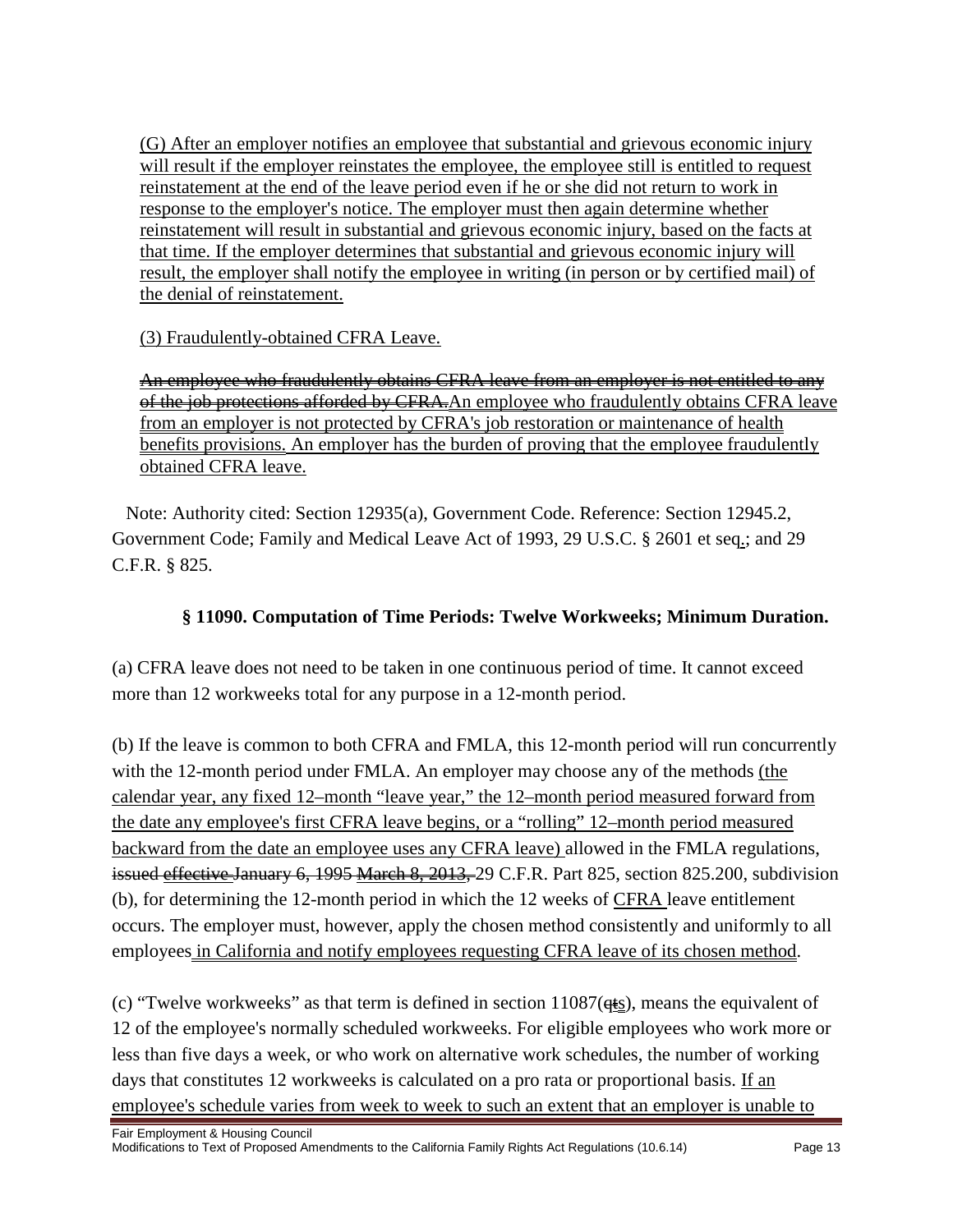(G) After an employer notifies an employee that substantial and grievous economic injury will result if the employer reinstates the employee, the employee still is entitled to request reinstatement at the end of the leave period even if he or she did not return to work in response to the employer's notice. The employer must then again determine whether reinstatement will result in substantial and grievous economic injury, based on the facts at that time. If the employer determines that substantial and grievous economic injury will result, the employer shall notify the employee in writing (in person or by certified mail) of the denial of reinstatement.

(3) Fraudulently-obtained CFRA Leave.

~~An employee who fraudulently obtains CFRA leave from an employer is not entitled to any of the job protections afforded by CFRA.~~An employee who fraudulently obtains CFRA leave from an employer is not protected by CFRA's job restoration or maintenance of health benefits provisions. An employer has the burden of proving that the employee fraudulently obtained CFRA leave.

Note: Authority cited: Section 12935(a), Government Code. Reference: Section 12945.2, Government Code; Family and Medical Leave Act of 1993, 29 U.S.C. § 2601 et seq.; and 29 C.F.R. § 825.

### § 11090. Computation of Time Periods: Twelve Workweeks; Minimum Duration.

(a) CFRA leave does not need to be taken in one continuous period of time. It cannot exceed more than 12 workweeks total for any purpose in a 12-month period.

(b) If the leave is common to both CFRA and FMLA, this 12-month period will run concurrently with the 12-month period under FMLA. An employer may choose any of the methods (the calendar year, any fixed 12–month "leave year," the 12–month period measured forward from the date any employee's first CFRA leave begins, or a "rolling" 12–month period measured backward from the date an employee uses any CFRA leave) allowed in the FMLA regulations, ~~issued~~ ~~effective~~ January 6, 1995 ~~March 8, 2013,~~ 29 C.F.R. Part 825, section 825.200, subdivision (b), for determining the 12-month period in which the 12 weeks of CFRA leave entitlement occurs. The employer must, however, apply the chosen method consistently and uniformly to all employees in California and notify employees requesting CFRA leave of its chosen method.

(c) "Twelve workweeks" as that term is defined in section 11087(~~q~~~~t~~s), means the equivalent of 12 of the employee's normally scheduled workweeks. For eligible employees who work more or less than five days a week, or who work on alternative work schedules, the number of working days that constitutes 12 workweeks is calculated on a pro rata or proportional basis. If an employee's schedule varies from week to week to such an extent that an employer is unable to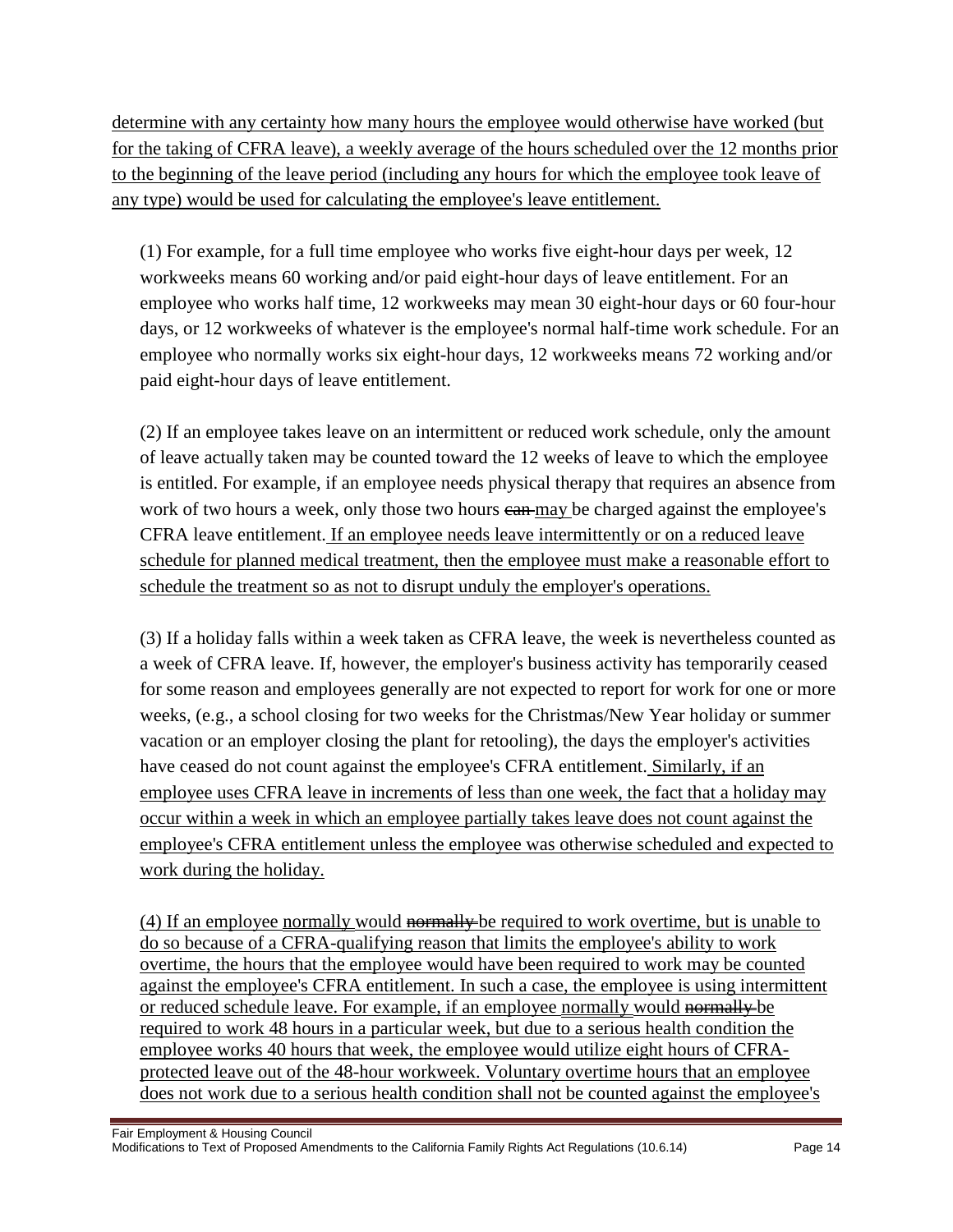determine with any certainty how many hours the employee would otherwise have worked (but for the taking of CFRA leave), a weekly average of the hours scheduled over the 12 months prior to the beginning of the leave period (including any hours for which the employee took leave of any type) would be used for calculating the employee's leave entitlement.

(1) For example, for a full time employee who works five eight-hour days per week, 12 workweeks means 60 working and/or paid eight-hour days of leave entitlement. For an employee who works half time, 12 workweeks may mean 30 eight-hour days or 60 four-hour days, or 12 workweeks of whatever is the employee's normal half-time work schedule. For an employee who normally works six eight-hour days, 12 workweeks means 72 working and/or paid eight-hour days of leave entitlement.

(2) If an employee takes leave on an intermittent or reduced work schedule, only the amount of leave actually taken may be counted toward the 12 weeks of leave to which the employee is entitled. For example, if an employee needs physical therapy that requires an absence from work of two hours a week, only those two hours ~~can~~ may be charged against the employee's CFRA leave entitlement. If an employee needs leave intermittently or on a reduced leave schedule for planned medical treatment, then the employee must make a reasonable effort to schedule the treatment so as not to disrupt unduly the employer's operations.

(3) If a holiday falls within a week taken as CFRA leave, the week is nevertheless counted as a week of CFRA leave. If, however, the employer's business activity has temporarily ceased for some reason and employees generally are not expected to report for work for one or more weeks, (e.g., a school closing for two weeks for the Christmas/New Year holiday or summer vacation or an employer closing the plant for retooling), the days the employer's activities have ceased do not count against the employee's CFRA entitlement. Similarly, if an employee uses CFRA leave in increments of less than one week, the fact that a holiday may occur within a week in which an employee partially takes leave does not count against the employee's CFRA entitlement unless the employee was otherwise scheduled and expected to work during the holiday.

(4) If an employee normally would ~~normally~~ be required to work overtime, but is unable to do so because of a CFRA-qualifying reason that limits the employee's ability to work overtime, the hours that the employee would have been required to work may be counted against the employee's CFRA entitlement. In such a case, the employee is using intermittent or reduced schedule leave. For example, if an employee normally would ~~normally~~ be required to work 48 hours in a particular week, but due to a serious health condition the employee works 40 hours that week, the employee would utilize eight hours of CFRA-protected leave out of the 48-hour workweek. Voluntary overtime hours that an employee does not work due to a serious health condition shall not be counted against the employee's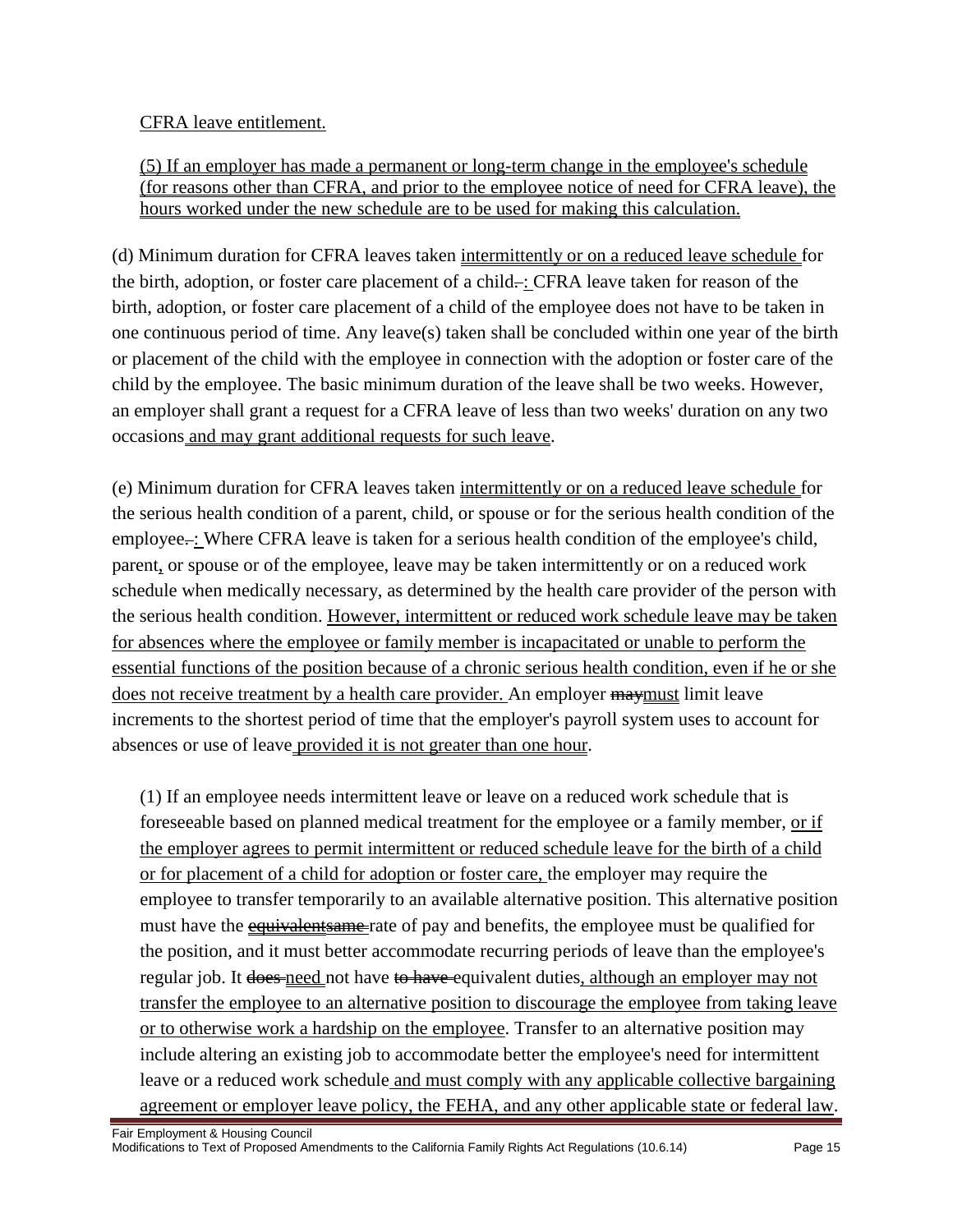CFRA leave entitlement.

(5) If an employer has made a permanent or long-term change in the employee's schedule (for reasons other than CFRA, and prior to the employee notice of need for CFRA leave), the hours worked under the new schedule are to be used for making this calculation.

(d) Minimum duration for CFRA leaves taken intermittently or on a reduced leave schedule for the birth, adoption, or foster care placement of a child.: CFRA leave taken for reason of the birth, adoption, or foster care placement of a child of the employee does not have to be taken in one continuous period of time. Any leave(s) taken shall be concluded within one year of the birth or placement of the child with the employee in connection with the adoption or foster care of the child by the employee. The basic minimum duration of the leave shall be two weeks. However, an employer shall grant a request for a CFRA leave of less than two weeks' duration on any two occasions and may grant additional requests for such leave.

(e) Minimum duration for CFRA leaves taken intermittently or on a reduced leave schedule for the serious health condition of a parent, child, or spouse or for the serious health condition of the employee.: Where CFRA leave is taken for a serious health condition of the employee's child, parent, or spouse or of the employee, leave may be taken intermittently or on a reduced work schedule when medically necessary, as determined by the health care provider of the person with the serious health condition. However, intermittent or reduced work schedule leave may be taken for absences where the employee or family member is incapacitated or unable to perform the essential functions of the position because of a chronic serious health condition, even if he or she does not receive treatment by a health care provider. An employer maymust limit leave increments to the shortest period of time that the employer's payroll system uses to account for absences or use of leave provided it is not greater than one hour.

(1) If an employee needs intermittent leave or leave on a reduced work schedule that is foreseeable based on planned medical treatment for the employee or a family member, or if the employer agrees to permit intermittent or reduced schedule leave for the birth of a child or for placement of a child for adoption or foster care, the employer may require the employee to transfer temporarily to an available alternative position. This alternative position must have the equivalentsame rate of pay and benefits, the employee must be qualified for the position, and it must better accommodate recurring periods of leave than the employee's regular job. It does need not have to have equivalent duties, although an employer may not transfer the employee to an alternative position to discourage the employee from taking leave or to otherwise work a hardship on the employee. Transfer to an alternative position may include altering an existing job to accommodate better the employee's need for intermittent leave or a reduced work schedule and must comply with any applicable collective bargaining agreement or employer leave policy, the FEHA, and any other applicable state or federal law.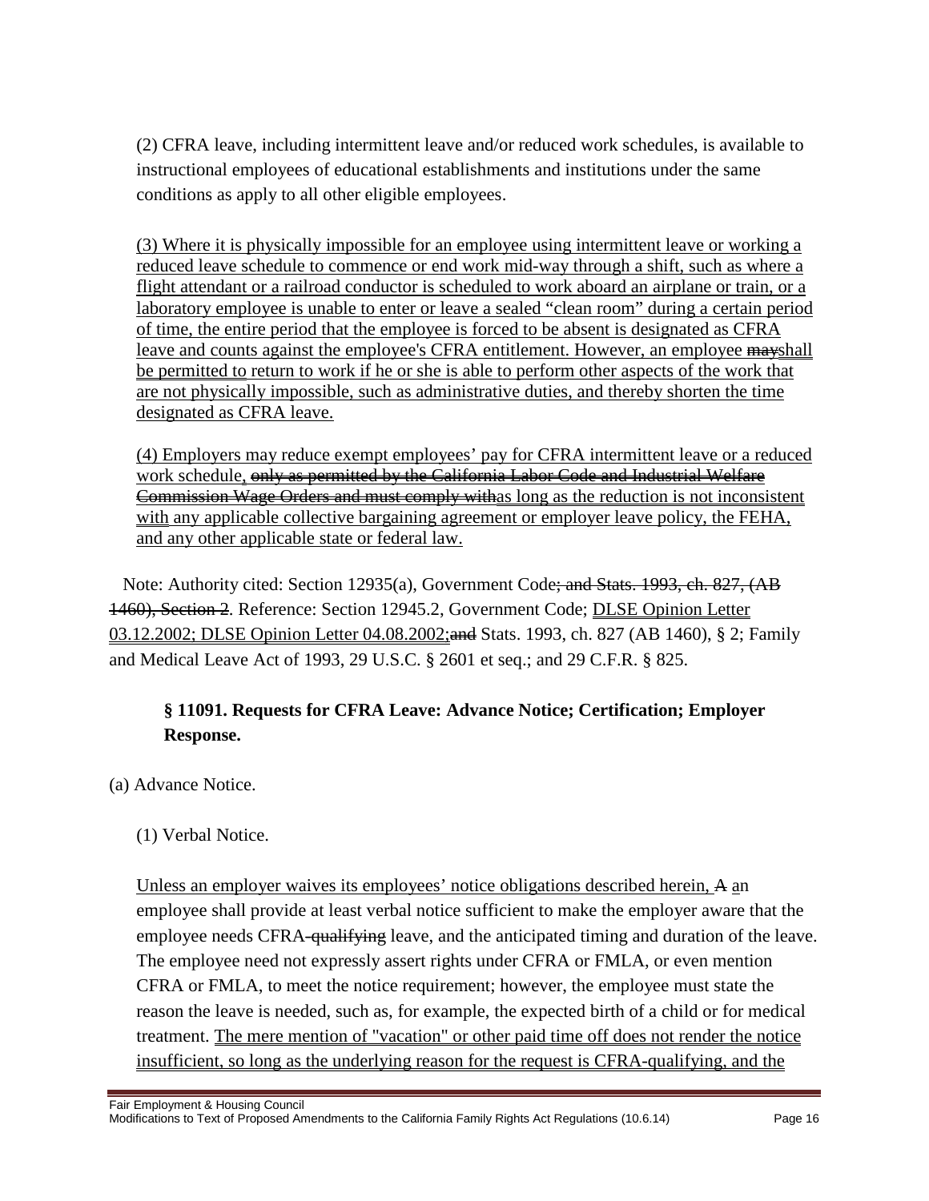(2) CFRA leave, including intermittent leave and/or reduced work schedules, is available to instructional employees of educational establishments and institutions under the same conditions as apply to all other eligible employees.

<u>(3) Where it is physically impossible for an employee using intermittent leave or working a reduced leave schedule to commence or end work mid-way through a shift, such as where a flight attendant or a railroad conductor is scheduled to work aboard an airplane or train, or a laboratory employee is unable to enter or leave a sealed "clean room" during a certain period of time, the entire period that the employee is forced to be absent is designated as CFRA leave and counts against the employee's CFRA entitlement. However, an employee ~~may~~shall be permitted to return to work if he or she is able to perform other aspects of the work that are not physically impossible, such as administrative duties, and thereby shorten the time designated as CFRA leave.</u>

<u>(4) Employers may reduce exempt employees' pay for CFRA intermittent leave or a reduced work schedule, ~~only as permitted by the California Labor Code and Industrial Welfare Commission Wage Orders and must comply with~~as long as the reduction is not inconsistent with any applicable collective bargaining agreement or employer leave policy, the FEHA, and any other applicable state or federal law.</u>

Note: Authority cited: Section 12935(a), Government Code~~; and Stats. 1993, ch. 827, (AB 1460), Section 2~~. Reference: Section 12945.2, Government Code; <u>DLSE Opinion Letter 03.12.2002; DLSE Opinion Letter 04.08.2002;</u>~~and~~ Stats. 1993, ch. 827 (AB 1460), § 2; Family and Medical Leave Act of 1993, 29 U.S.C. § 2601 et seq.; and 29 C.F.R. § 825.

### § 11091. Requests for CFRA Leave: Advance Notice; Certification; Employer Response.

(a) Advance Notice.

(1) Verbal Notice.

<u>Unless an employer waives its employees' notice obligations described herein,</u> ~~A~~ <u>a</u>n employee shall provide at least verbal notice sufficient to make the employer aware that the employee needs CFRA~~-qualifying~~ leave, and the anticipated timing and duration of the leave. The employee need not expressly assert rights under CFRA or FMLA, or even mention CFRA or FMLA, to meet the notice requirement; however, the employee must state the reason the leave is needed, such as, for example, the expected birth of a child or for medical treatment. <u>The mere mention of "vacation" or other paid time off does not render the notice insufficient, so long as the underlying reason for the request is CFRA-qualifying, and the</u>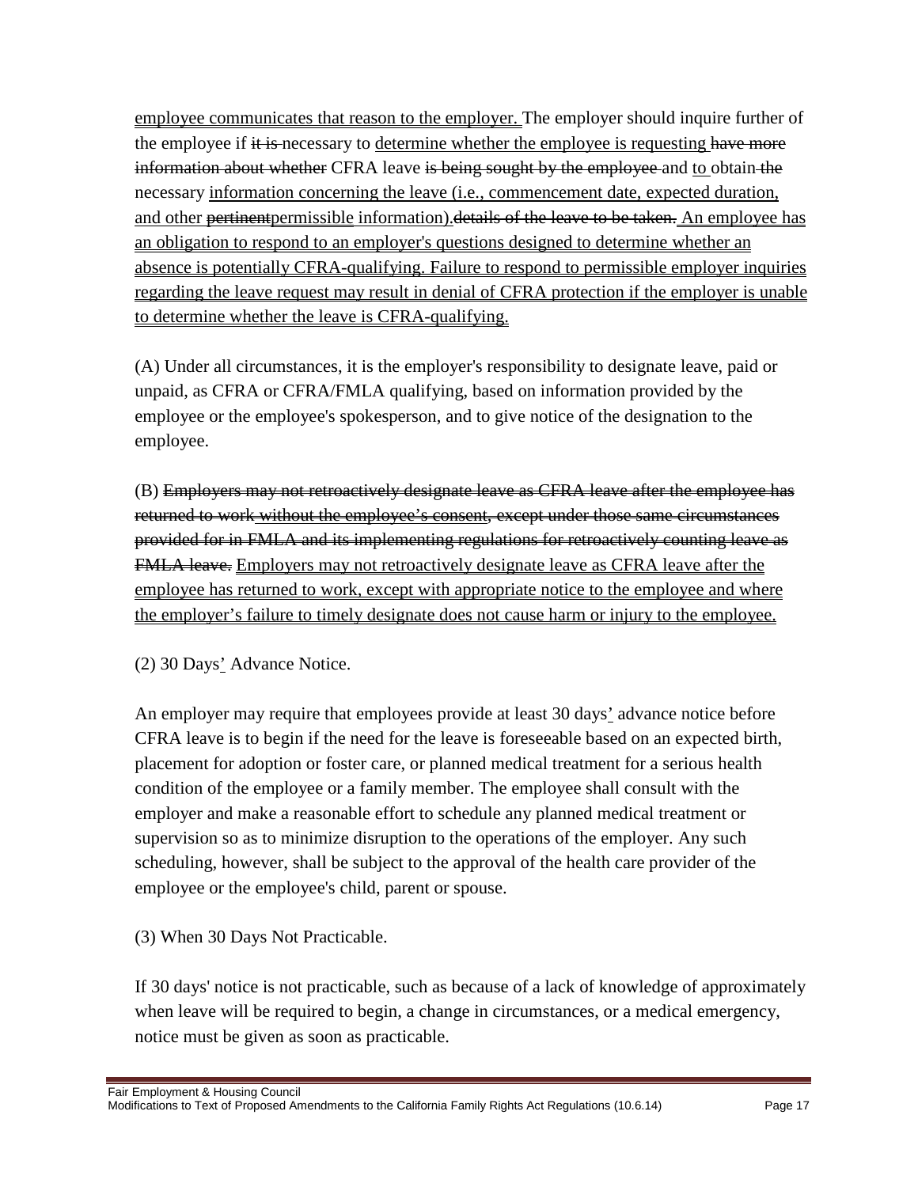<u>employee communicates that reason to the employer.</u> The employer should inquire further of the employee if ~~it is~~ necessary to <u>determine whether the employee is requesting</u> ~~have more information about whether~~ CFRA leave ~~is being sought by the employee~~ and <u>to</u> obtain ~~the~~ necessary <u>information concerning the leave (i.e., commencement date, expected duration, and other</u> ~~pertinent~~<u>permissible</u> <u>information).</u>~~details of the leave to be taken.~~ <u>An employee has an obligation to respond to an employer's questions designed to determine whether an absence is potentially CFRA-qualifying. Failure to respond to permissible employer inquiries regarding the leave request may result in denial of CFRA protection if the employer is unable to determine whether the leave is CFRA-qualifying.</u>

(A) Under all circumstances, it is the employer's responsibility to designate leave, paid or unpaid, as CFRA or CFRA/FMLA qualifying, based on information provided by the employee or the employee's spokesperson, and to give notice of the designation to the employee.

(B) ~~Employers may not retroactively designate leave as CFRA leave after the employee has returned to work~~~~<u> without the employee's consent</u>~~~~, except under those same circumstances provided for in FMLA and its implementing regulations for retroactively counting leave as FMLA leave.~~ <u>Employers may not retroactively designate leave as CFRA leave after the employee has returned to work, except with appropriate notice to the employee and where the employer's failure to timely designate does not cause harm or injury to the employee.</u>

(2) 30 Days<u>'</u> Advance Notice.

An employer may require that employees provide at least 30 days<u>'</u> advance notice before CFRA leave is to begin if the need for the leave is foreseeable based on an expected birth, placement for adoption or foster care, or planned medical treatment for a serious health condition of the employee or a family member. The employee shall consult with the employer and make a reasonable effort to schedule any planned medical treatment or supervision so as to minimize disruption to the operations of the employer. Any such scheduling, however, shall be subject to the approval of the health care provider of the employee or the employee's child, parent or spouse.

(3) When 30 Days Not Practicable.

If 30 days' notice is not practicable, such as because of a lack of knowledge of approximately when leave will be required to begin, a change in circumstances, or a medical emergency, notice must be given as soon as practicable.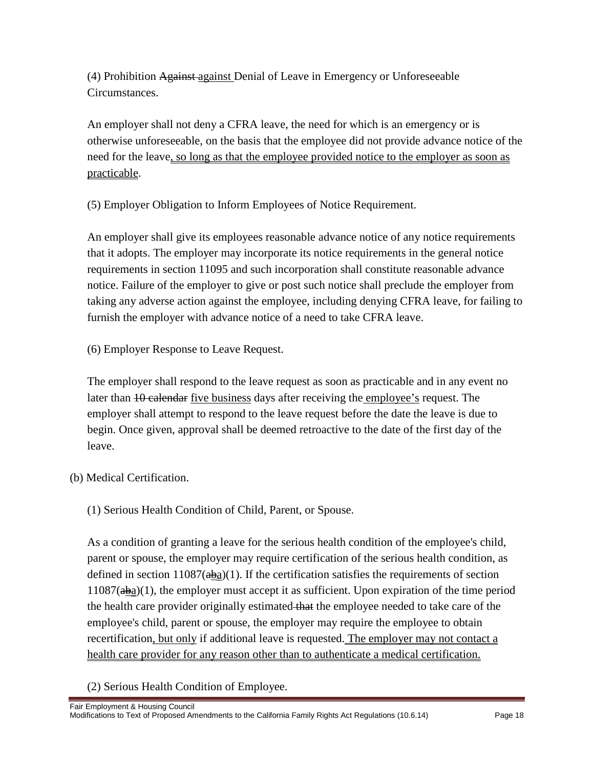(4) Prohibition ~~Against~~ <u>against</u> Denial of Leave in Emergency or Unforeseeable Circumstances.

An employer shall not deny a CFRA leave, the need for which is an emergency or is otherwise unforeseeable, on the basis that the employee did not provide advance notice of the need for the leave<u>, so long as that the employee provided notice to the employer as soon as practicable</u>.

(5) Employer Obligation to Inform Employees of Notice Requirement.

An employer shall give its employees reasonable advance notice of any notice requirements that it adopts. The employer may incorporate its notice requirements in the general notice requirements in section 11095 and such incorporation shall constitute reasonable advance notice. Failure of the employer to give or post such notice shall preclude the employer from taking any adverse action against the employee, including denying CFRA leave, for failing to furnish the employer with advance notice of a need to take CFRA leave.

(6) Employer Response to Leave Request.

The employer shall respond to the leave request as soon as practicable and in any event no later than ~~10 calendar~~ <u>five business</u> days after receiving the <u>employee's</u> request. The employer shall attempt to respond to the leave request before the date the leave is due to begin. Once given, approval shall be deemed retroactive to the date of the first day of the leave.

(b) Medical Certification.

(1) Serious Health Condition of Child, Parent, or Spouse.

As a condition of granting a leave for the serious health condition of the employee's child, parent or spouse, the employer may require certification of the serious health condition, as defined in section 11087(~~ab~~<u>a</u>)(1). If the certification satisfies the requirements of section 11087(~~ab~~<u>a</u>)(1), the employer must accept it as sufficient. Upon expiration of the time period the health care provider originally estimated ~~that~~ the employee needed to take care of the employee's child, parent or spouse, the employer may require the employee to obtain recertification<u>, but only</u> if additional leave is requested.<u> The employer may not contact a health care provider for any reason other than to authenticate a medical certification.</u>

(2) Serious Health Condition of Employee.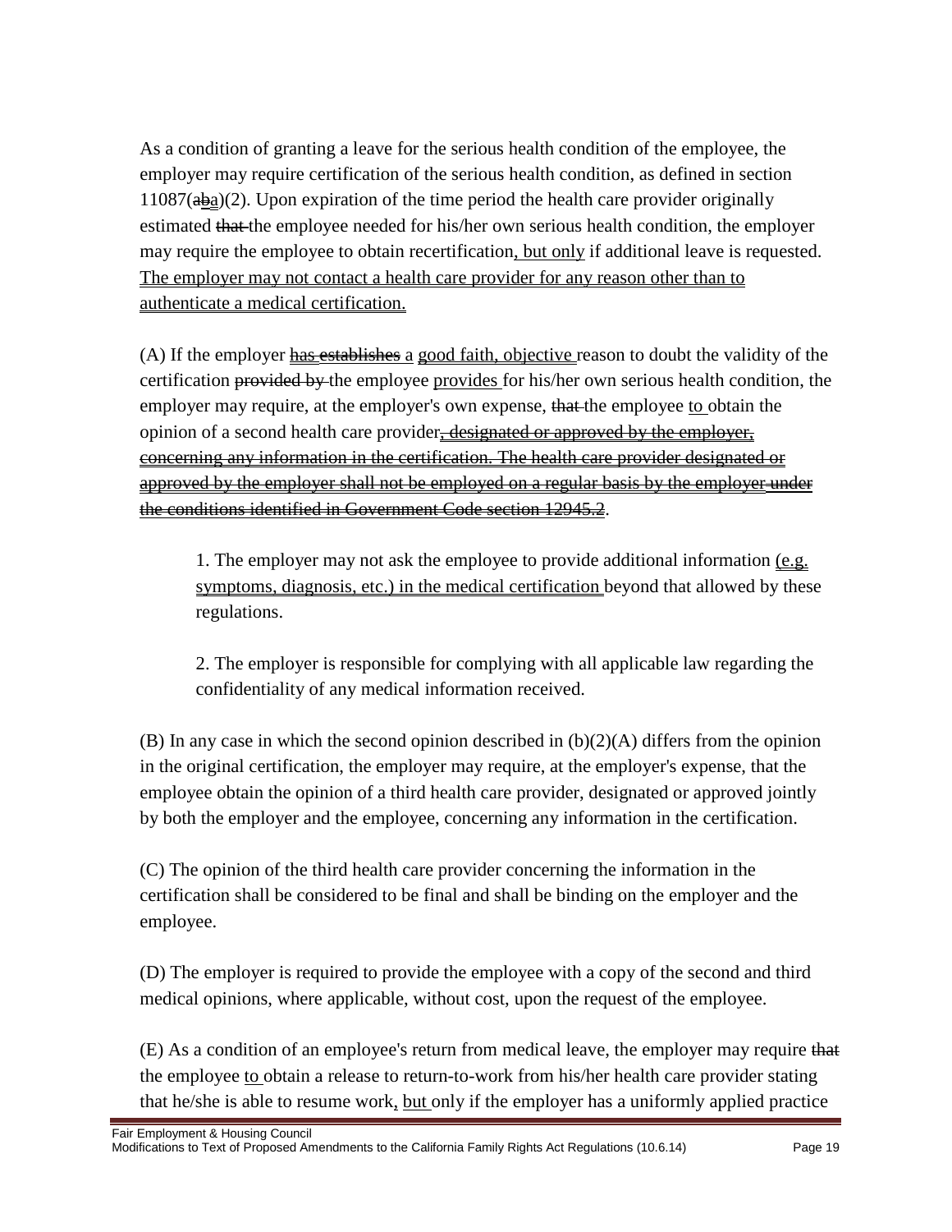As a condition of granting a leave for the serious health condition of the employee, the employer may require certification of the serious health condition, as defined in section 11087(~~ab~~<u>a</u>)(2). Upon expiration of the time period the health care provider originally estimated ~~that~~ the employee needed for his/her own serious health condition, the employer may require the employee to obtain recertification<u>, but only</u> if additional leave is requested. <u>The employer may not contact a health care provider for any reason other than to authenticate a medical certification.</u>

(A) If the employer <u>has</u> ~~establishes~~ a <u>good faith, objective</u> reason to doubt the validity of the certification ~~provided by~~ the employee <u>provides</u> for his/her own serious health condition, the employer may require, at the employer's own expense, ~~that~~ the employee <u>to</u> obtain the opinion of a second health care provider~~, designated or approved by the employer, concerning any information in the certification. The health care provider designated or approved by the employer shall not be employed on a regular basis by the employer under the conditions identified in Government Code section 12945.2~~.

1. The employer may not ask the employee to provide additional information <u>(e.g. symptoms, diagnosis, etc.) in the medical certification</u> beyond that allowed by these regulations.

2. The employer is responsible for complying with all applicable law regarding the confidentiality of any medical information received.

(B) In any case in which the second opinion described in (b)(2)(A) differs from the opinion in the original certification, the employer may require, at the employer's expense, that the employee obtain the opinion of a third health care provider, designated or approved jointly by both the employer and the employee, concerning any information in the certification.

(C) The opinion of the third health care provider concerning the information in the certification shall be considered to be final and shall be binding on the employer and the employee.

(D) The employer is required to provide the employee with a copy of the second and third medical opinions, where applicable, without cost, upon the request of the employee.

(E) As a condition of an employee's return from medical leave, the employer may require ~~that~~ the employee <u>to</u> obtain a release to return-to-work from his/her health care provider stating that he/she is able to resume work<u>, but</u> only if the employer has a uniformly applied practice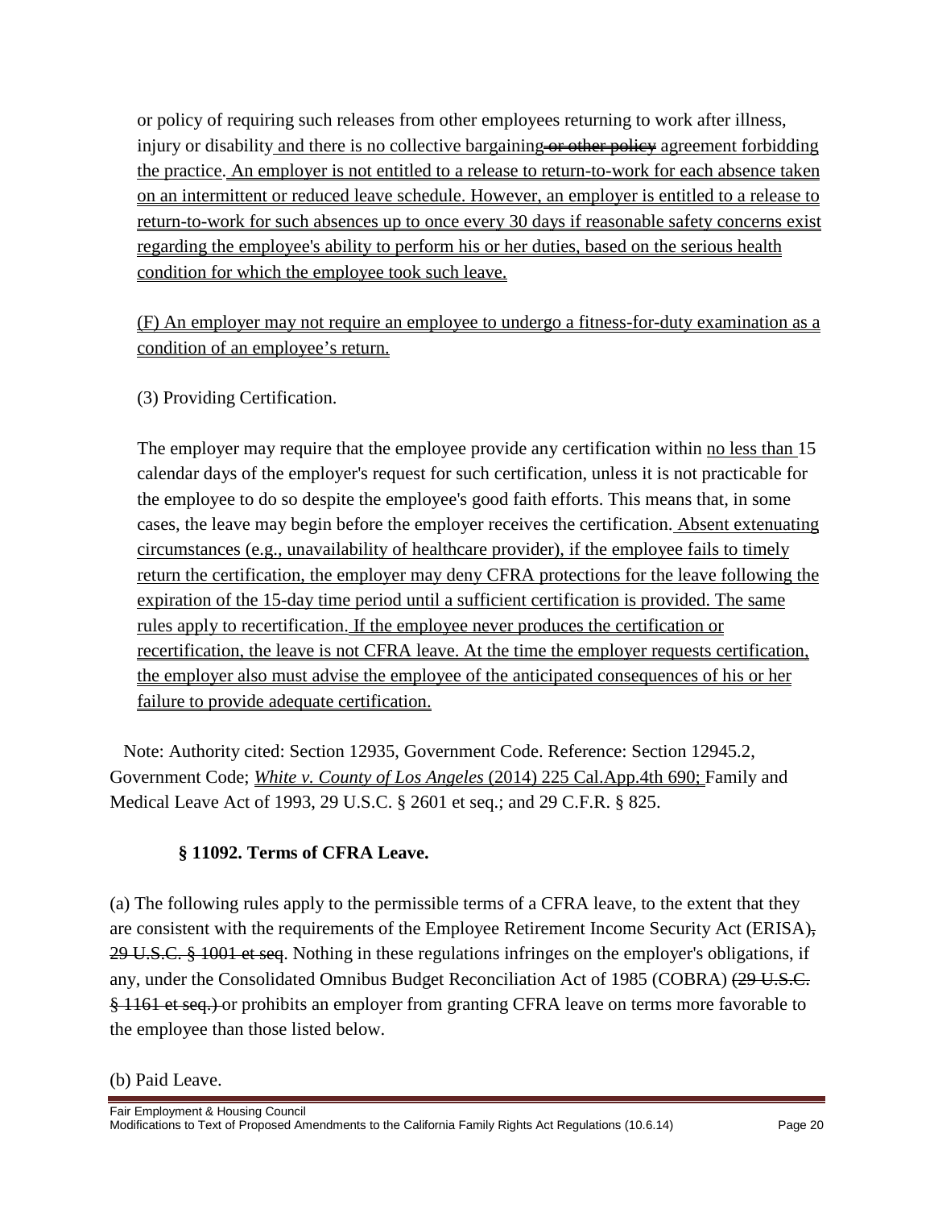or policy of requiring such releases from other employees returning to work after illness, injury or disability and there is no collective bargaining ~~or other policy~~ agreement forbidding the practice. An employer is not entitled to a release to return-to-work for each absence taken on an intermittent or reduced leave schedule. However, an employer is entitled to a release to return-to-work for such absences up to once every 30 days if reasonable safety concerns exist regarding the employee's ability to perform his or her duties, based on the serious health condition for which the employee took such leave.

(F) An employer may not require an employee to undergo a fitness-for-duty examination as a condition of an employee's return.

(3) Providing Certification.

The employer may require that the employee provide any certification within no less than 15 calendar days of the employer's request for such certification, unless it is not practicable for the employee to do so despite the employee's good faith efforts. This means that, in some cases, the leave may begin before the employer receives the certification. Absent extenuating circumstances (e.g., unavailability of healthcare provider), if the employee fails to timely return the certification, the employer may deny CFRA protections for the leave following the expiration of the 15-day time period until a sufficient certification is provided. The same rules apply to recertification. If the employee never produces the certification or recertification, the leave is not CFRA leave. At the time the employer requests certification, the employer also must advise the employee of the anticipated consequences of his or her failure to provide adequate certification.

Note: Authority cited: Section 12935, Government Code. Reference: Section 12945.2, Government Code; *White v. County of Los Angeles* (2014) 225 Cal.App.4th 690; Family and Medical Leave Act of 1993, 29 U.S.C. § 2601 et seq.; and 29 C.F.R. § 825.

### § 11092. Terms of CFRA Leave.

(a) The following rules apply to the permissible terms of a CFRA leave, to the extent that they are consistent with the requirements of the Employee Retirement Income Security Act (ERISA)~~, 29 U.S.C. § 1001 et seq~~. Nothing in these regulations infringes on the employer's obligations, if any, under the Consolidated Omnibus Budget Reconciliation Act of 1985 (COBRA) ~~(29 U.S.C. § 1161 et seq.)~~ or prohibits an employer from granting CFRA leave on terms more favorable to the employee than those listed below.

(b) Paid Leave.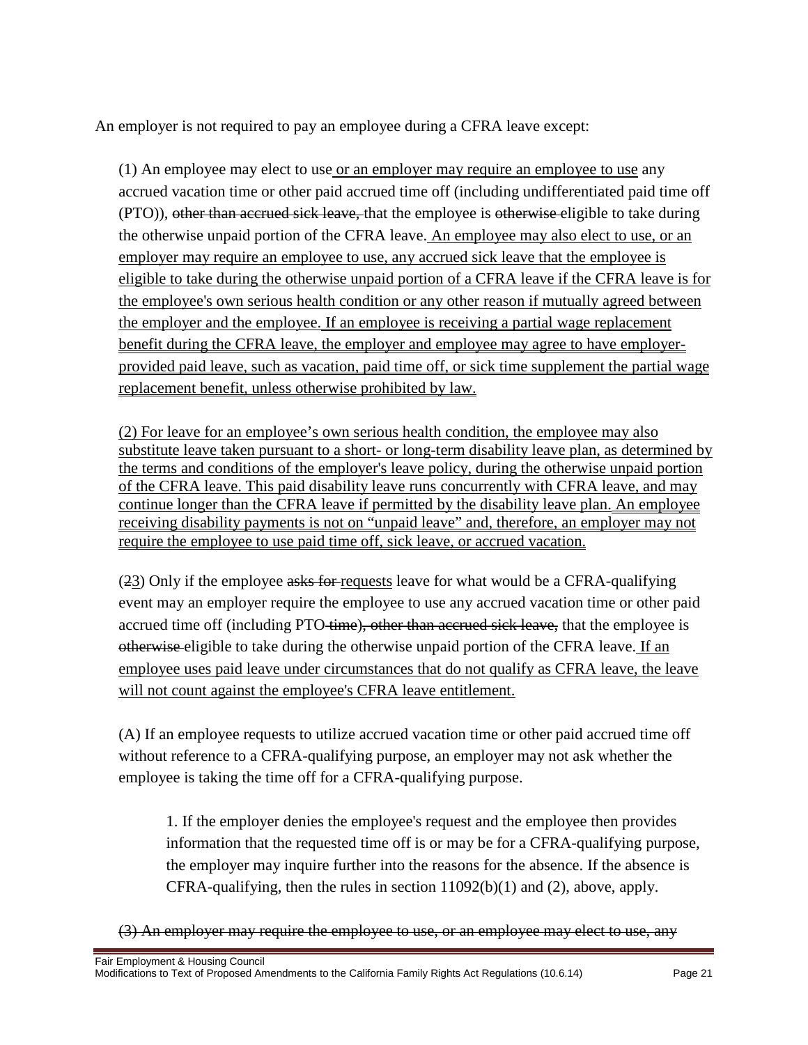An employer is not required to pay an employee during a CFRA leave except:

(1) An employee may elect to use<u> or an employer may require an employee to use</u> any accrued vacation time or other paid accrued time off (including undifferentiated paid time off (PTO)), ~~other than accrued sick leave, ~~that the employee is ~~otherwise ~~eligible to take during the otherwise unpaid portion of the CFRA leave.<u> An employee may also elect to use, or an employer may require an employee to use, any accrued sick leave that the employee is eligible to take during the otherwise unpaid portion of a CFRA leave if the CFRA leave is for the employee's own serious health condition or any other reason if mutually agreed between the employer and the employee.</u><u> If an employee is receiving a partial wage replacement benefit during the CFRA leave, the employer and employee may agree to have employer-provided paid leave, such as vacation, paid time off, or sick time supplement the partial wage replacement benefit, unless otherwise prohibited by law.</u>

<u>(2) For leave for an employee's own serious health condition, the employee may also substitute leave taken pursuant to a short- or long-term disability leave plan, as determined by the terms and conditions of the employer's leave policy, during the otherwise unpaid portion of the CFRA leave. This paid disability leave runs concurrently with CFRA leave, and may continue longer than the CFRA leave if permitted by the disability leave plan.</u><u> An employee receiving disability payments is not on "unpaid leave" and, therefore, an employer may not require the employee to use paid time off, sick leave, or accrued vacation.</u>

(~~2~~<u>3</u>) Only if the employee ~~asks for ~~<u>requests</u> leave for what would be a CFRA-qualifying event may an employer require the employee to use any accrued vacation time or other paid accrued time off (including PTO~~ time~~)~~, other than accrued sick leave,~~ that the employee is ~~otherwise ~~eligible to take during the otherwise unpaid portion of the CFRA leave.<u> If an employee uses paid leave under circumstances that do not qualify as CFRA leave, the leave will not count against the employee's CFRA leave entitlement.</u>

(A) If an employee requests to utilize accrued vacation time or other paid accrued time off without reference to a CFRA-qualifying purpose, an employer may not ask whether the employee is taking the time off for a CFRA-qualifying purpose.

1. If the employer denies the employee's request and the employee then provides information that the requested time off is or may be for a CFRA-qualifying purpose, the employer may inquire further into the reasons for the absence. If the absence is CFRA-qualifying, then the rules in section 11092(b)(1) and (2), above, apply.

~~(3) An employer may require the employee to use, or an employee may elect to use, any~~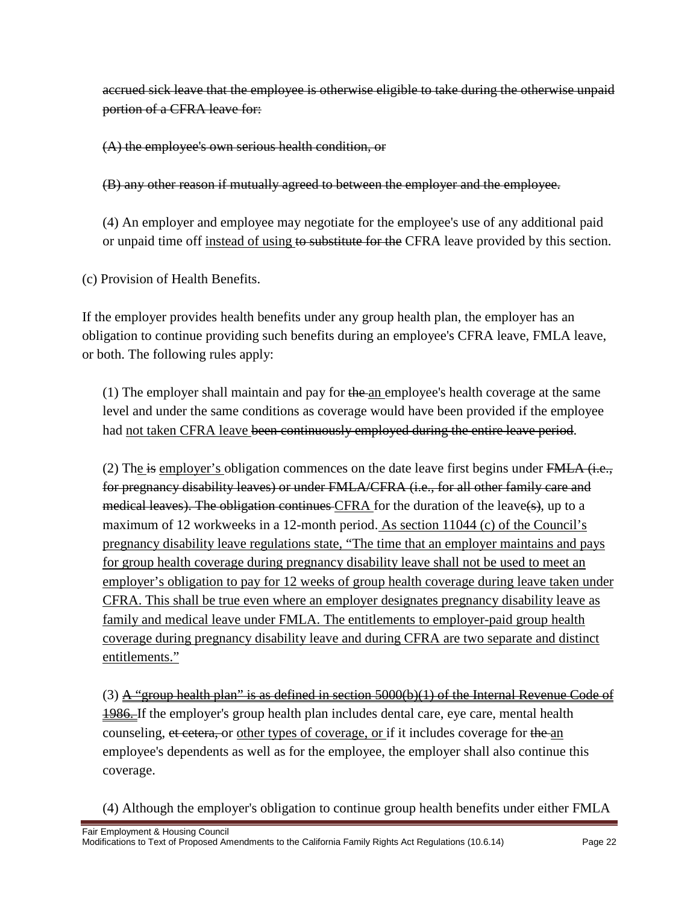~~accrued sick leave that the employee is otherwise eligible to take during the otherwise unpaid portion of a CFRA leave for:~~

~~(A) the employee's own serious health condition, or~~

~~(B) any other reason if mutually agreed to between the employer and the employee.~~

(4) An employer and employee may negotiate for the employee's use of any additional paid or unpaid time off <u>instead of using</u> ~~to substitute for the~~ CFRA leave provided by this section.

(c) Provision of Health Benefits.

If the employer provides health benefits under any group health plan, the employer has an obligation to continue providing such benefits during an employee's CFRA leave, FMLA leave, or both. The following rules apply:

(1) The employer shall maintain and pay for ~~the~~ <u>an</u> employee's health coverage at the same level and under the same conditions as coverage would have been provided if the employee had <u>not taken CFRA leave</u> ~~been continuously employed during the entire leave period~~.

(2) Th<u>e</u> ~~is~~ <u>employer's</u> obligation commences on the date leave first begins under ~~FMLA (i.e., for pregnancy disability leaves) or under FMLA/CFRA (i.e., for all other family care and medical leaves). The obligation continues~~ <u>CFRA</u> for the duration of the leave~~(s)~~, up to a maximum of 12 workweeks in a 12-month period. <u>As section 11044 (c) of the Council's pregnancy disability leave regulations state, "The time that an employer maintains and pays for group health coverage during pregnancy disability leave shall not be used to meet an employer's obligation to pay for 12 weeks of group health coverage during leave taken under CFRA. This shall be true even where an employer designates pregnancy disability leave as family and medical leave under FMLA. The entitlements to employer-paid group health coverage during pregnancy disability leave and during CFRA are two separate and distinct entitlements."</u>

(3) ~~<u>A "group health plan" is as defined in section 5000(b)(1) of the Internal Revenue Code of 1986.</u>~~ If the employer's group health plan includes dental care, eye care, mental health counseling, ~~et cetera,~~ or <u>other types of coverage, or</u> if it includes coverage for ~~the~~ <u>an</u> employee's dependents as well as for the employee, the employer shall also continue this coverage.

(4) Although the employer's obligation to continue group health benefits under either FMLA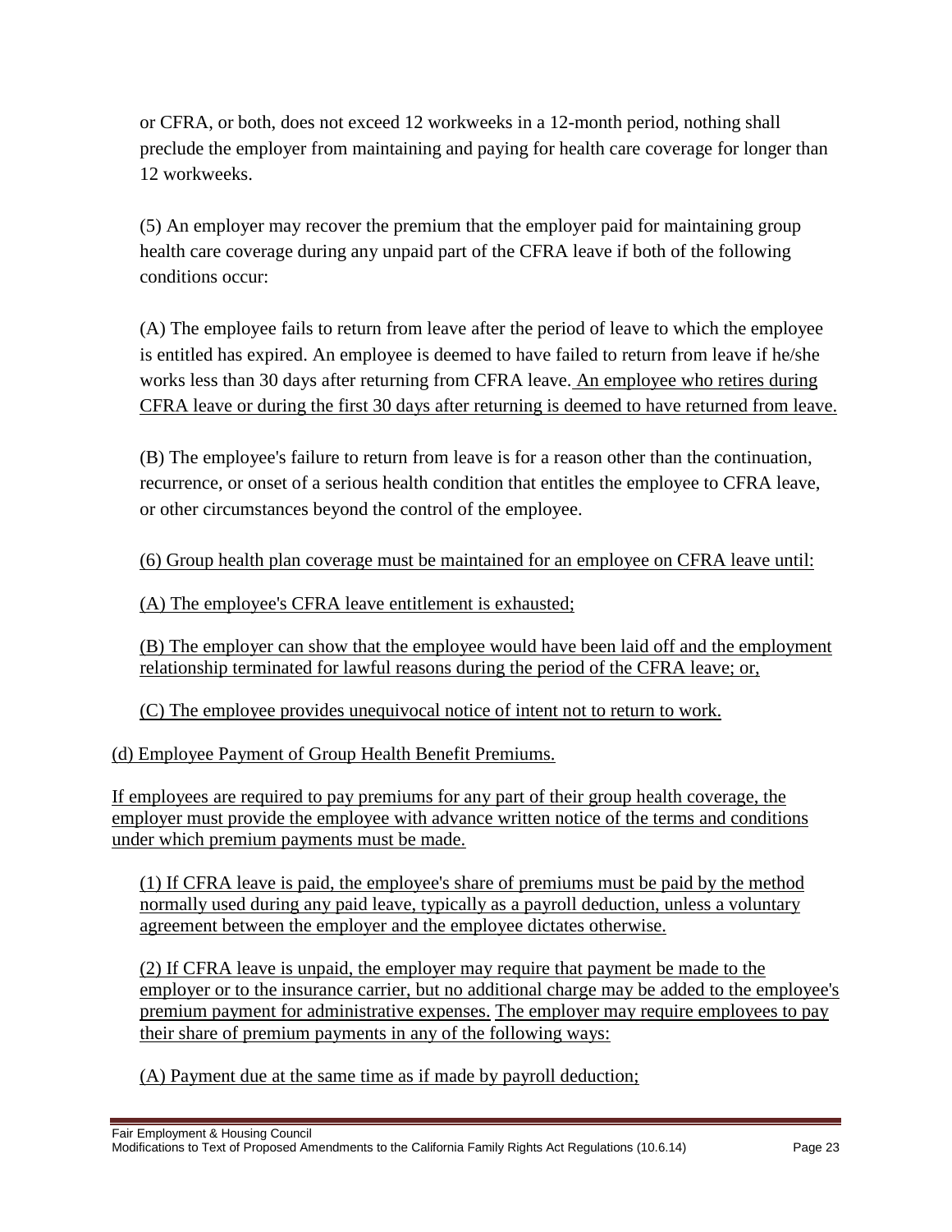or CFRA, or both, does not exceed 12 workweeks in a 12-month period, nothing shall preclude the employer from maintaining and paying for health care coverage for longer than 12 workweeks.

(5) An employer may recover the premium that the employer paid for maintaining group health care coverage during any unpaid part of the CFRA leave if both of the following conditions occur:

(A) The employee fails to return from leave after the period of leave to which the employee is entitled has expired. An employee is deemed to have failed to return from leave if he/she works less than 30 days after returning from CFRA leave. An employee who retires during CFRA leave or during the first 30 days after returning is deemed to have returned from leave.

(B) The employee's failure to return from leave is for a reason other than the continuation, recurrence, or onset of a serious health condition that entitles the employee to CFRA leave, or other circumstances beyond the control of the employee.

(6) Group health plan coverage must be maintained for an employee on CFRA leave until:

(A) The employee's CFRA leave entitlement is exhausted;

(B) The employer can show that the employee would have been laid off and the employment relationship terminated for lawful reasons during the period of the CFRA leave; or,

(C) The employee provides unequivocal notice of intent not to return to work.

(d) Employee Payment of Group Health Benefit Premiums.

If employees are required to pay premiums for any part of their group health coverage, the employer must provide the employee with advance written notice of the terms and conditions under which premium payments must be made.

(1) If CFRA leave is paid, the employee's share of premiums must be paid by the method normally used during any paid leave, typically as a payroll deduction, unless a voluntary agreement between the employer and the employee dictates otherwise.

(2) If CFRA leave is unpaid, the employer may require that payment be made to the employer or to the insurance carrier, but no additional charge may be added to the employee's premium payment for administrative expenses. The employer may require employees to pay their share of premium payments in any of the following ways:

(A) Payment due at the same time as if made by payroll deduction;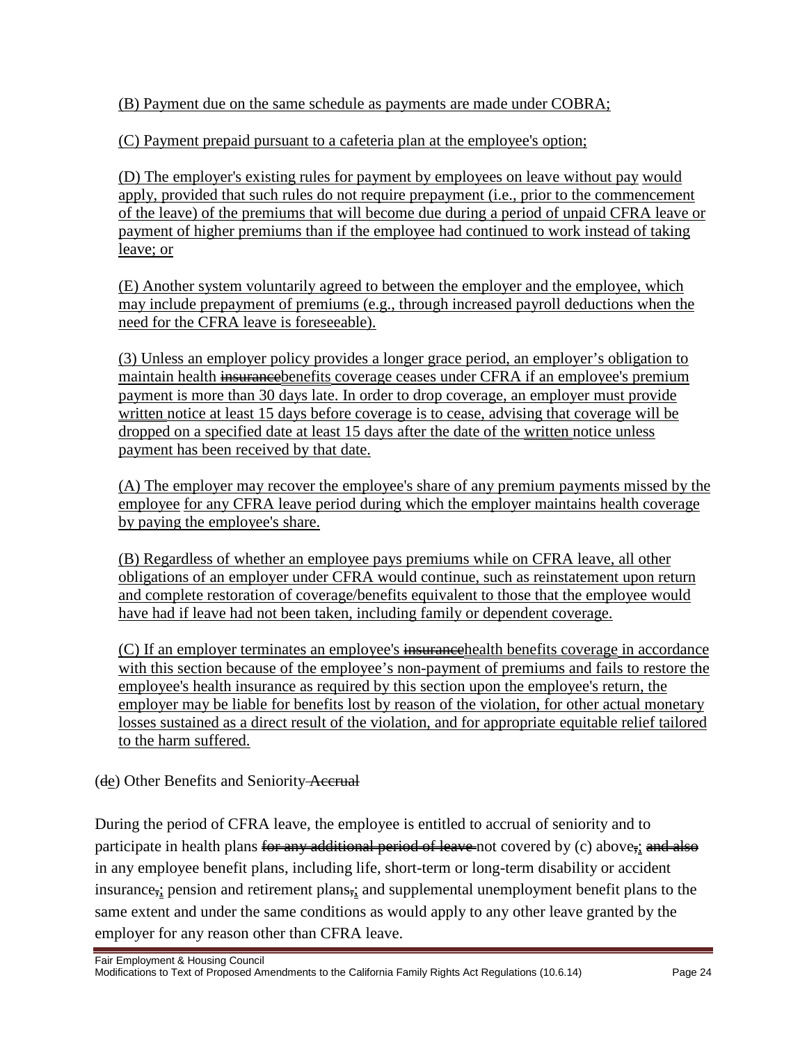(B) Payment due on the same schedule as payments are made under COBRA;

(C) Payment prepaid pursuant to a cafeteria plan at the employee's option;

(D) The employer's existing rules for payment by employees on leave without pay would apply, provided that such rules do not require prepayment (i.e., prior to the commencement of the leave) of the premiums that will become due during a period of unpaid CFRA leave or payment of higher premiums than if the employee had continued to work instead of taking leave; or

(E) Another system voluntarily agreed to between the employer and the employee, which may include prepayment of premiums (e.g., through increased payroll deductions when the need for the CFRA leave is foreseeable).

(3) Unless an employer policy provides a longer grace period, an employer's obligation to maintain health ~~insurance~~benefits coverage ceases under CFRA if an employee's premium payment is more than 30 days late. In order to drop coverage, an employer must provide written notice at least 15 days before coverage is to cease, advising that coverage will be dropped on a specified date at least 15 days after the date of the written notice unless payment has been received by that date.

(A) The employer may recover the employee's share of any premium payments missed by the employee for any CFRA leave period during which the employer maintains health coverage by paying the employee's share.

(B) Regardless of whether an employee pays premiums while on CFRA leave, all other obligations of an employer under CFRA would continue, such as reinstatement upon return and complete restoration of coverage/benefits equivalent to those that the employee would have had if leave had not been taken, including family or dependent coverage.

(C) If an employer terminates an employee's ~~insurance~~health benefits coverage in accordance with this section because of the employee's non-payment of premiums and fails to restore the employee's health insurance as required by this section upon the employee's return, the employer may be liable for benefits lost by reason of the violation, for other actual monetary losses sustained as a direct result of the violation, and for appropriate equitable relief tailored to the harm suffered.

(~~d~~e) Other Benefits and Seniority ~~Accrual~~

During the period of CFRA leave, the employee is entitled to accrual of seniority and to participate in health plans ~~for any additional period of leave~~ not covered by (c) above~~,~~; ~~and also~~ in any employee benefit plans, including life, short-term or long-term disability or accident insurance~~,~~; pension and retirement plans~~,~~; and supplemental unemployment benefit plans to the same extent and under the same conditions as would apply to any other leave granted by the employer for any reason other than CFRA leave.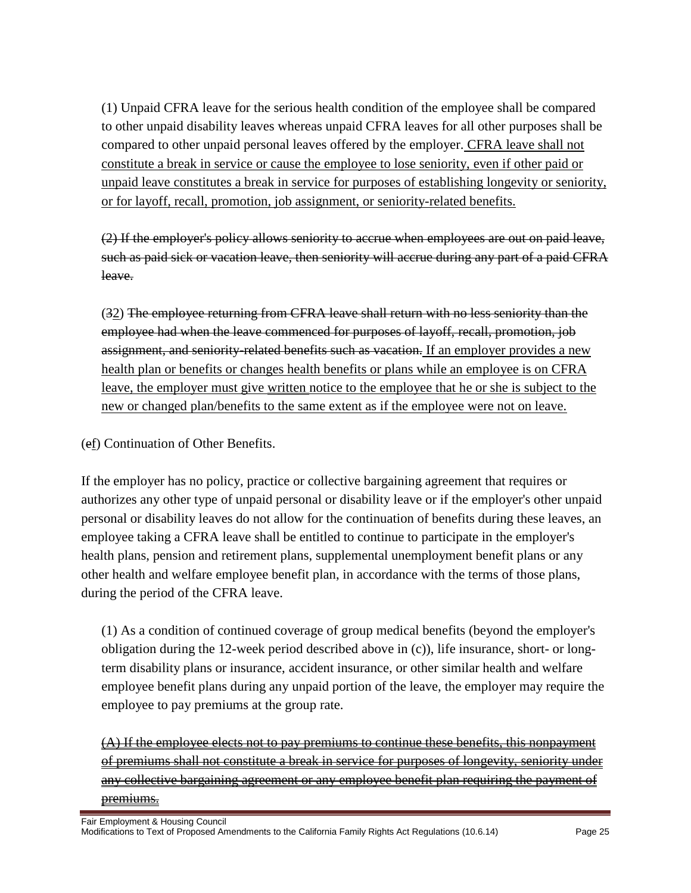(1) Unpaid CFRA leave for the serious health condition of the employee shall be compared to other unpaid disability leaves whereas unpaid CFRA leaves for all other purposes shall be compared to other unpaid personal leaves offered by the employer. <u>CFRA leave shall not constitute a break in service or cause the employee to lose seniority, even if other paid or unpaid leave constitutes a break in service for purposes of establishing longevity or seniority, or for layoff, recall, promotion, job assignment, or seniority-related benefits.</u>

~~(2) If the employer's policy allows seniority to accrue when employees are out on paid leave, such as paid sick or vacation leave, then seniority will accrue during any part of a paid CFRA leave.~~

(~~3~~<u>2</u>) ~~The employee returning from CFRA leave shall return with no less seniority than the employee had when the leave commenced for purposes of layoff, recall, promotion, job assignment, and seniority-related benefits such as vacation.~~ <u>If an employer provides a new health plan or benefits or changes health benefits or plans while an employee is on CFRA leave, the employer must give written notice to the employee that he or she is subject to the new or changed plan/benefits to the same extent as if the employee were not on leave.</u>

(~~e~~<u>f</u>) Continuation of Other Benefits.

If the employer has no policy, practice or collective bargaining agreement that requires or authorizes any other type of unpaid personal or disability leave or if the employer's other unpaid personal or disability leaves do not allow for the continuation of benefits during these leaves, an employee taking a CFRA leave shall be entitled to continue to participate in the employer's health plans, pension and retirement plans, supplemental unemployment benefit plans or any other health and welfare employee benefit plan, in accordance with the terms of those plans, during the period of the CFRA leave.

(1) As a condition of continued coverage of group medical benefits (beyond the employer's obligation during the 12-week period described above in (c)), life insurance, short- or long-term disability plans or insurance, accident insurance, or other similar health and welfare employee benefit plans during any unpaid portion of the leave, the employer may require the employee to pay premiums at the group rate.

~~(A) If the employee elects not to pay premiums to continue these benefits, this nonpayment of premiums shall not constitute a break in service for purposes of longevity, seniority under any collective bargaining agreement or any employee benefit plan requiring the payment of premiums.~~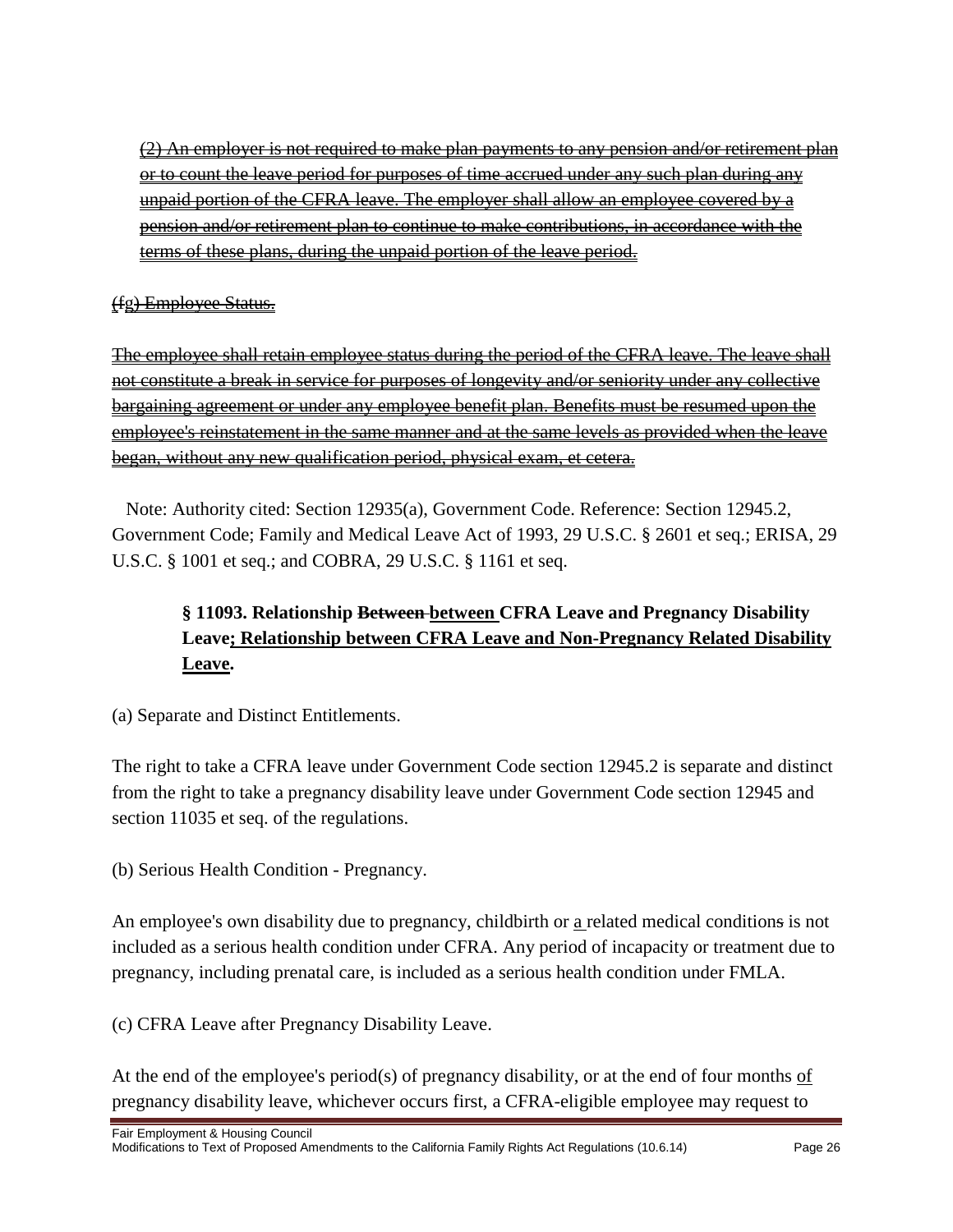~~(2) An employer is not required to make plan payments to any pension and/or retirement plan or to count the leave period for purposes of time accrued under any such plan during any unpaid portion of the CFRA leave. The employer shall allow an employee covered by a pension and/or retirement plan to continue to make contributions, in accordance with the terms of these plans, during the unpaid portion of the leave period.~~

~~(fg) Employee Status.~~

~~The employee shall retain employee status during the period of the CFRA leave. The leave shall not constitute a break in service for purposes of longevity and/or seniority under any collective bargaining agreement or under any employee benefit plan. Benefits must be resumed upon the employee's reinstatement in the same manner and at the same levels as provided when the leave began, without any new qualification period, physical exam, et cetera.~~

Note: Authority cited: Section 12935(a), Government Code. Reference: Section 12945.2, Government Code; Family and Medical Leave Act of 1993, 29 U.S.C. § 2601 et seq.; ERISA, 29 U.S.C. § 1001 et seq.; and COBRA, 29 U.S.C. § 1161 et seq.

### § 11093. Relationship ~~Between~~ <u>between</u> CFRA Leave and Pregnancy Disability Leave<u>; Relationship between CFRA Leave and Non-Pregnancy Related Disability Leave</u>.

(a) Separate and Distinct Entitlements.

The right to take a CFRA leave under Government Code section 12945.2 is separate and distinct from the right to take a pregnancy disability leave under Government Code section 12945 and section 11035 et seq. of the regulations.

(b) Serious Health Condition - Pregnancy.

An employee's own disability due to pregnancy, childbirth or <u>a</u> related medical condition~~s~~ is not included as a serious health condition under CFRA. Any period of incapacity or treatment due to pregnancy, including prenatal care, is included as a serious health condition under FMLA.

(c) CFRA Leave after Pregnancy Disability Leave.

At the end of the employee's period(s) of pregnancy disability, or at the end of four months <u>of</u> pregnancy disability leave, whichever occurs first, a CFRA-eligible employee may request to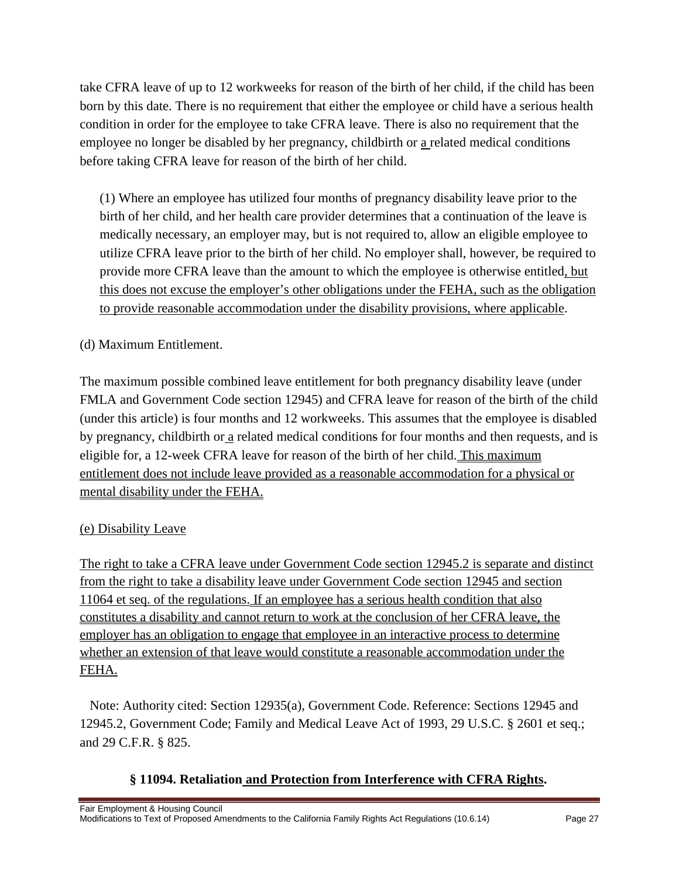take CFRA leave of up to 12 workweeks for reason of the birth of her child, if the child has been born by this date. There is no requirement that either the employee or child have a serious health condition in order for the employee to take CFRA leave. There is also no requirement that the employee no longer be disabled by her pregnancy, childbirth or a related medical conditions before taking CFRA leave for reason of the birth of her child.

(1) Where an employee has utilized four months of pregnancy disability leave prior to the birth of her child, and her health care provider determines that a continuation of the leave is medically necessary, an employer may, but is not required to, allow an eligible employee to utilize CFRA leave prior to the birth of her child. No employer shall, however, be required to provide more CFRA leave than the amount to which the employee is otherwise entitled, but this does not excuse the employer's other obligations under the FEHA, such as the obligation to provide reasonable accommodation under the disability provisions, where applicable.

(d) Maximum Entitlement.

The maximum possible combined leave entitlement for both pregnancy disability leave (under FMLA and Government Code section 12945) and CFRA leave for reason of the birth of the child (under this article) is four months and 12 workweeks. This assumes that the employee is disabled by pregnancy, childbirth or a related medical conditions for four months and then requests, and is eligible for, a 12-week CFRA leave for reason of the birth of her child. This maximum entitlement does not include leave provided as a reasonable accommodation for a physical or mental disability under the FEHA.

(e) Disability Leave

The right to take a CFRA leave under Government Code section 12945.2 is separate and distinct from the right to take a disability leave under Government Code section 12945 and section 11064 et seq. of the regulations. If an employee has a serious health condition that also constitutes a disability and cannot return to work at the conclusion of her CFRA leave, the employer has an obligation to engage that employee in an interactive process to determine whether an extension of that leave would constitute a reasonable accommodation under the FEHA.

Note: Authority cited: Section 12935(a), Government Code. Reference: Sections 12945 and 12945.2, Government Code; Family and Medical Leave Act of 1993, 29 U.S.C. § 2601 et seq.; and 29 C.F.R. § 825.

### § 11094. Retaliation and Protection from Interference with CFRA Rights.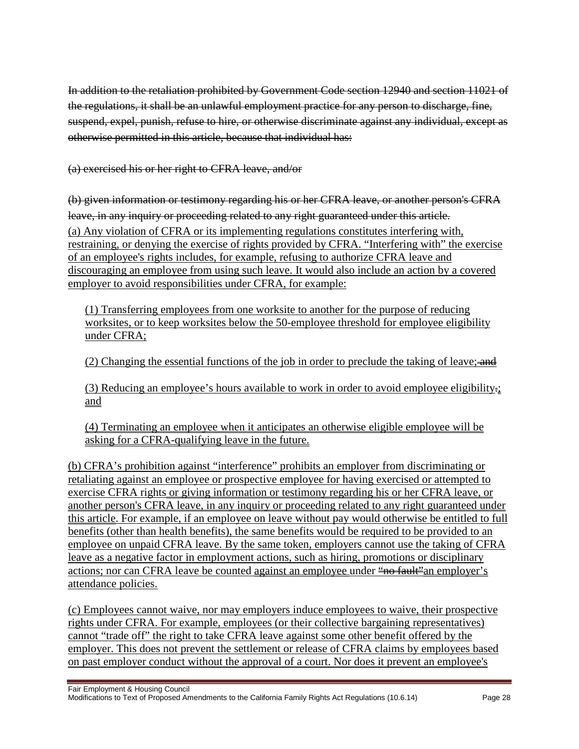~~In addition to the retaliation prohibited by Government Code section 12940 and section 11021 of the regulations, it shall be an unlawful employment practice for any person to discharge, fine, suspend, expel, punish, refuse to hire, or otherwise discriminate against any individual, except as otherwise permitted in this article, because that individual has:~~

~~(a) exercised his or her right to CFRA leave, and/or~~

~~(b) given information or testimony regarding his or her CFRA leave, or another person's CFRA leave, in any inquiry or proceeding related to any right guaranteed under this article.~~

(a) Any violation of CFRA or its implementing regulations constitutes interfering with, restraining, or denying the exercise of rights provided by CFRA. "Interfering with" the exercise of an employee's rights includes, for example, refusing to authorize CFRA leave and discouraging an employee from using such leave. It would also include an action by a covered employer to avoid responsibilities under CFRA, for example:

(1) Transferring employees from one worksite to another for the purpose of reducing worksites, or to keep worksites below the 50-employee threshold for employee eligibility under CFRA;

(2) Changing the essential functions of the job in order to preclude the taking of leave; ~~and~~

(3) Reducing an employee's hours available to work in order to avoid employee eligibility~~.~~; and

(4) Terminating an employee when it anticipates an otherwise eligible employee will be asking for a CFRA-qualifying leave in the future.

(b) CFRA's prohibition against "interference" prohibits an employer from discriminating or retaliating against an employee or prospective employee for having exercised or attempted to exercise CFRA rights or giving information or testimony regarding his or her CFRA leave, or another person's CFRA leave, in any inquiry or proceeding related to any right guaranteed under this article. For example, if an employee on leave without pay would otherwise be entitled to full benefits (other than health benefits), the same benefits would be required to be provided to an employee on unpaid CFRA leave. By the same token, employers cannot use the taking of CFRA leave as a negative factor in employment actions, such as hiring, promotions or disciplinary actions; nor can CFRA leave be counted against an employee under ~~"no fault"~~an employer's attendance policies.

(c) Employees cannot waive, nor may employers induce employees to waive, their prospective rights under CFRA. For example, employees (or their collective bargaining representatives) cannot "trade off" the right to take CFRA leave against some other benefit offered by the employer. This does not prevent the settlement or release of CFRA claims by employees based on past employer conduct without the approval of a court. Nor does it prevent an employee's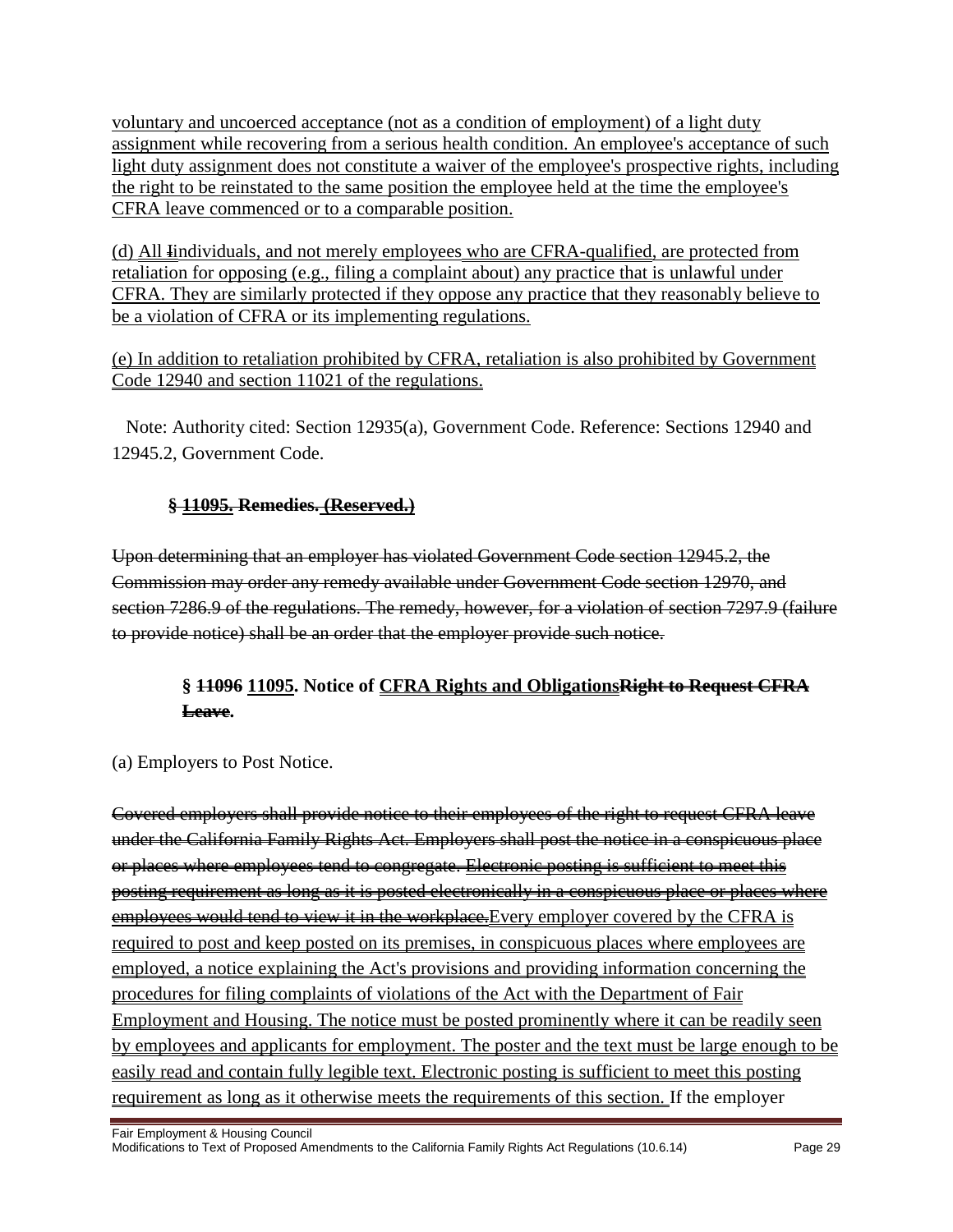voluntary and uncoerced acceptance (not as a condition of employment) of a light duty assignment while recovering from a serious health condition. An employee's acceptance of such light duty assignment does not constitute a waiver of the employee's prospective rights, including the right to be reinstated to the same position the employee held at the time the employee's CFRA leave commenced or to a comparable position.

(d) All ~~I~~individuals, and not merely employees who are CFRA-qualified, are protected from retaliation for opposing (e.g., filing a complaint about) any practice that is unlawful under CFRA. They are similarly protected if they oppose any practice that they reasonably believe to be a violation of CFRA or its implementing regulations.

(e) In addition to retaliation prohibited by CFRA, retaliation is also prohibited by Government Code 12940 and section 11021 of the regulations.

Note: Authority cited: Section 12935(a), Government Code. Reference: Sections 12940 and 12945.2, Government Code.

### § ~~11095.~~ ~~Remedies.~~ (Reserved.)

~~Upon determining that an employer has violated Government Code section 12945.2, the Commission may order any remedy available under Government Code section 12970, and section 7286.9 of the regulations. The remedy, however, for a violation of section 7297.9 (failure to provide notice) shall be an order that the employer provide such notice.~~

### § ~~11096~~ 11095. Notice of CFRA Rights and Obligations~~Right to Request CFRA Leave~~.

(a) Employers to Post Notice.

~~Covered employers shall provide notice to their employees of the right to request CFRA leave under the California Family Rights Act. Employers shall post the notice in a conspicuous place or places where employees tend to congregate. Electronic posting is sufficient to meet this posting requirement as long as it is posted electronically in a conspicuous place or places where employees would tend to view it in the workplace.~~Every employer covered by the CFRA is required to post and keep posted on its premises, in conspicuous places where employees are employed, a notice explaining the Act's provisions and providing information concerning the procedures for filing complaints of violations of the Act with the Department of Fair Employment and Housing. The notice must be posted prominently where it can be readily seen by employees and applicants for employment. The poster and the text must be large enough to be easily read and contain fully legible text. Electronic posting is sufficient to meet this posting requirement as long as it otherwise meets the requirements of this section. If the employer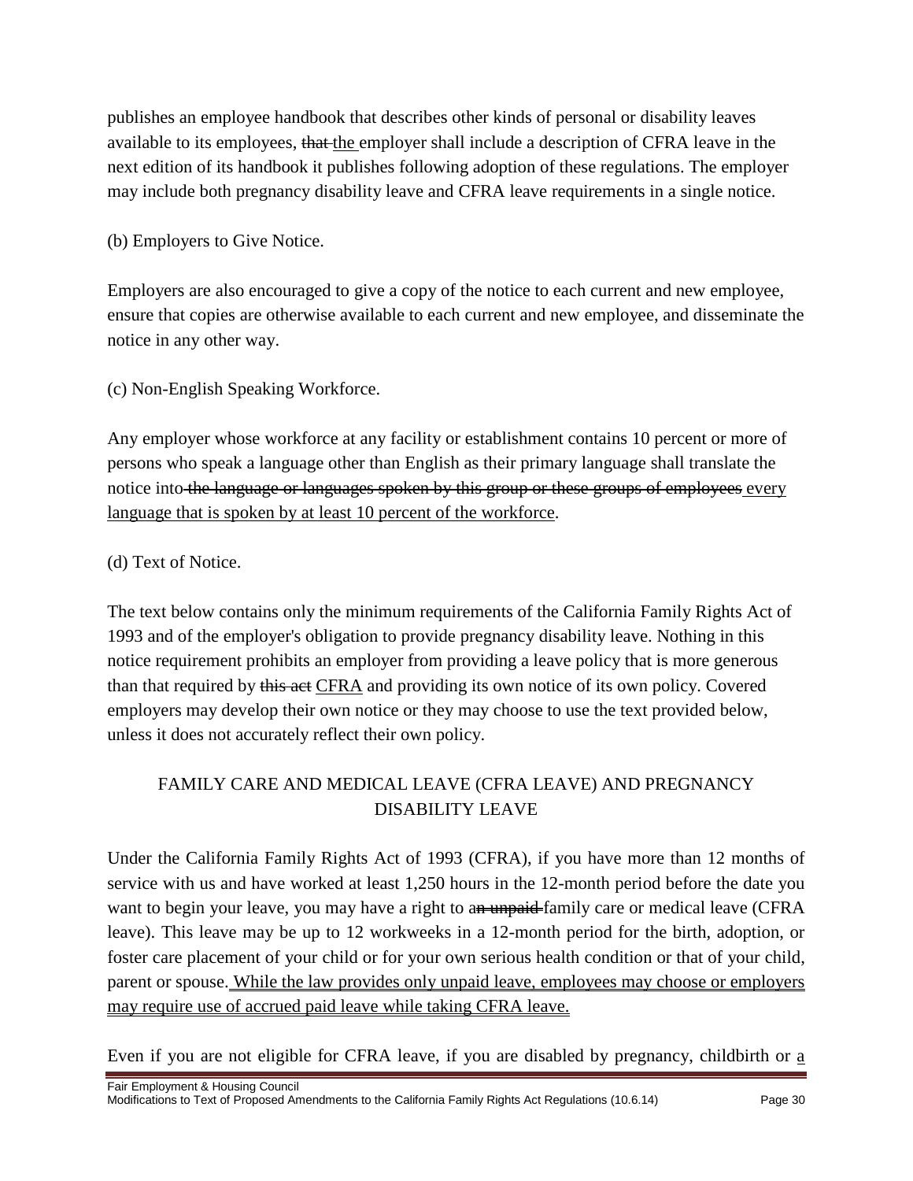publishes an employee handbook that describes other kinds of personal or disability leaves available to its employees, ~~that~~ <u>the</u> employer shall include a description of CFRA leave in the next edition of its handbook it publishes following adoption of these regulations. The employer may include both pregnancy disability leave and CFRA leave requirements in a single notice.

(b) Employers to Give Notice.

Employers are also encouraged to give a copy of the notice to each current and new employee, ensure that copies are otherwise available to each current and new employee, and disseminate the notice in any other way.

(c) Non-English Speaking Workforce.

Any employer whose workforce at any facility or establishment contains 10 percent or more of persons who speak a language other than English as their primary language shall translate the notice into ~~the language or languages spoken by this group or these groups of employees~~ <u>every language that is spoken by at least 10 percent of the workforce</u>.

(d) Text of Notice.

The text below contains only the minimum requirements of the California Family Rights Act of 1993 and of the employer's obligation to provide pregnancy disability leave. Nothing in this notice requirement prohibits an employer from providing a leave policy that is more generous than that required by ~~this act~~ <u>CFRA</u> and providing its own notice of its own policy. Covered employers may develop their own notice or they may choose to use the text provided below, unless it does not accurately reflect their own policy.

FAMILY CARE AND MEDICAL LEAVE (CFRA LEAVE) AND PREGNANCY DISABILITY LEAVE

Under the California Family Rights Act of 1993 (CFRA), if you have more than 12 months of service with us and have worked at least 1,250 hours in the 12-month period before the date you want to begin your leave, you may have a right to a~~n unpaid~~ family care or medical leave (CFRA leave). This leave may be up to 12 workweeks in a 12-month period for the birth, adoption, or foster care placement of your child or for your own serious health condition or that of your child, parent or spouse. <u>While the law provides only unpaid leave, employees may choose or employers may require use of accrued paid leave while taking CFRA leave.</u>

Even if you are not eligible for CFRA leave, if you are disabled by pregnancy, childbirth or <u>a</u>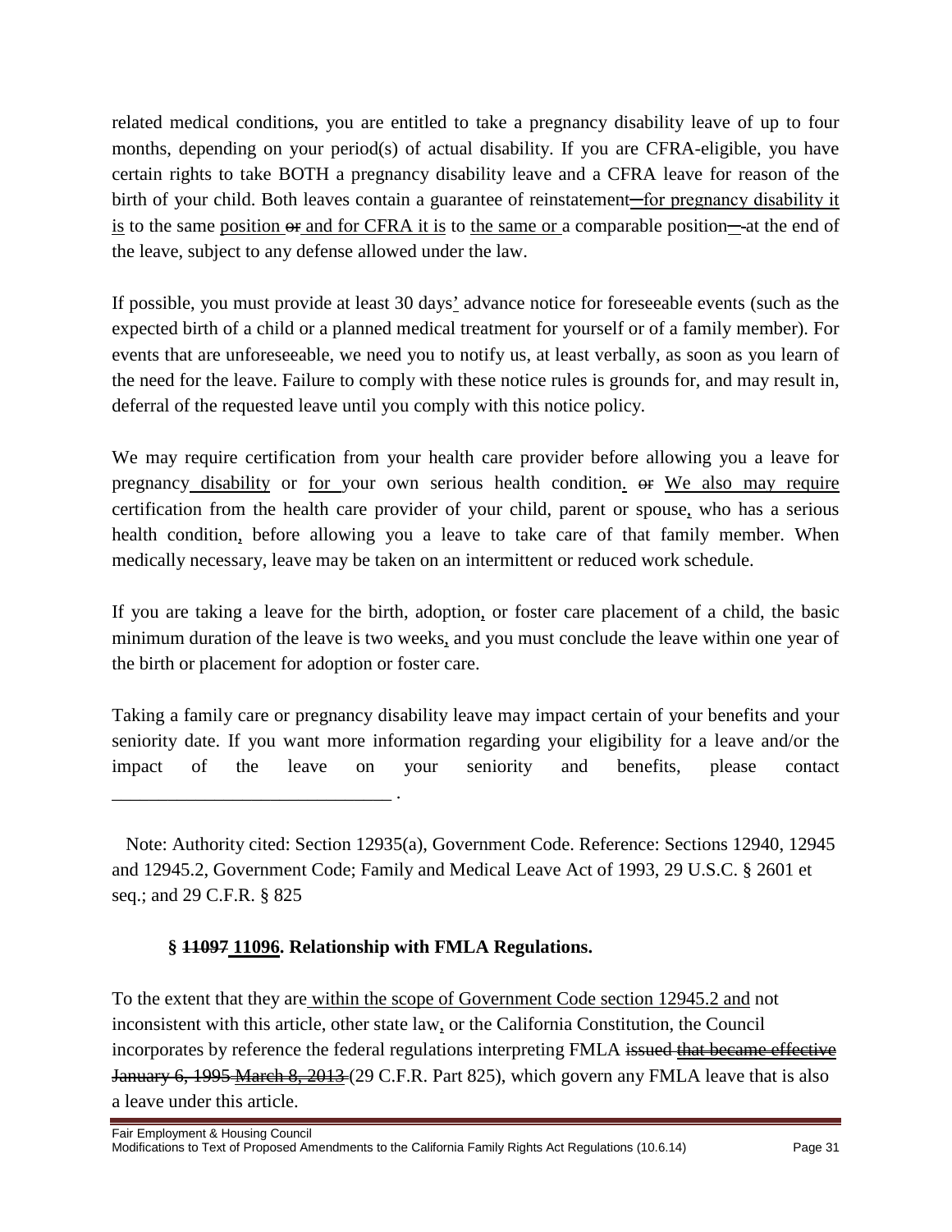related medical condition~~s~~, you are entitled to take a pregnancy disability leave of up to four months, depending on your period(s) of actual disability. If you are CFRA-eligible, you have certain rights to take BOTH a pregnancy disability leave and a CFRA leave for reason of the birth of your child. Both leaves contain a guarantee of reinstatement<u>—for pregnancy disability it is</u> to the same <u>position</u> ~~or~~ <u>and for CFRA it is</u> to <u>the same or</u> a comparable position~~—~~ at the end of the leave, subject to any defense allowed under the law.

If possible, you must provide at least 30 days<u>'</u> advance notice for foreseeable events (such as the expected birth of a child or a planned medical treatment for yourself or of a family member). For events that are unforeseeable, we need you to notify us, at least verbally, as soon as you learn of the need for the leave. Failure to comply with these notice rules is grounds for, and may result in, deferral of the requested leave until you comply with this notice policy.

We may require certification from your health care provider before allowing you a leave for pregnancy<u> disability</u> or <u>for</u> your own serious health condition<u>.</u> ~~or~~ <u>We also may require</u> certification from the health care provider of your child, parent or spouse<u>,</u> who has a serious health condition<u>,</u> before allowing you a leave to take care of that family member. When medically necessary, leave may be taken on an intermittent or reduced work schedule.

If you are taking a leave for the birth, adoption<u>,</u> or foster care placement of a child, the basic minimum duration of the leave is two weeks<u>,</u> and you must conclude the leave within one year of the birth or placement for adoption or foster care.

Taking a family care or pregnancy disability leave may impact certain of your benefits and your seniority date. If you want more information regarding your eligibility for a leave and/or the impact of the leave on your seniority and benefits, please contact ______________________________ .

Note: Authority cited: Section 12935(a), Government Code. Reference: Sections 12940, 12945 and 12945.2, Government Code; Family and Medical Leave Act of 1993, 29 U.S.C. § 2601 et seq.; and 29 C.F.R. § 825

### **§ ~~11097~~ <u>11096</u>. Relationship with FMLA Regulations.**

To the extent that they are<u> within the scope of Government Code section 12945.2 and</u> not inconsistent with this article, other state law<u>,</u> or the California Constitution, the Council incorporates by reference the federal regulations interpreting FMLA ~~issued~~ ~~<u>that became effective January 6, 1995 March 8, 2013</u>~~ (29 C.F.R. Part 825), which govern any FMLA leave that is also a leave under this article.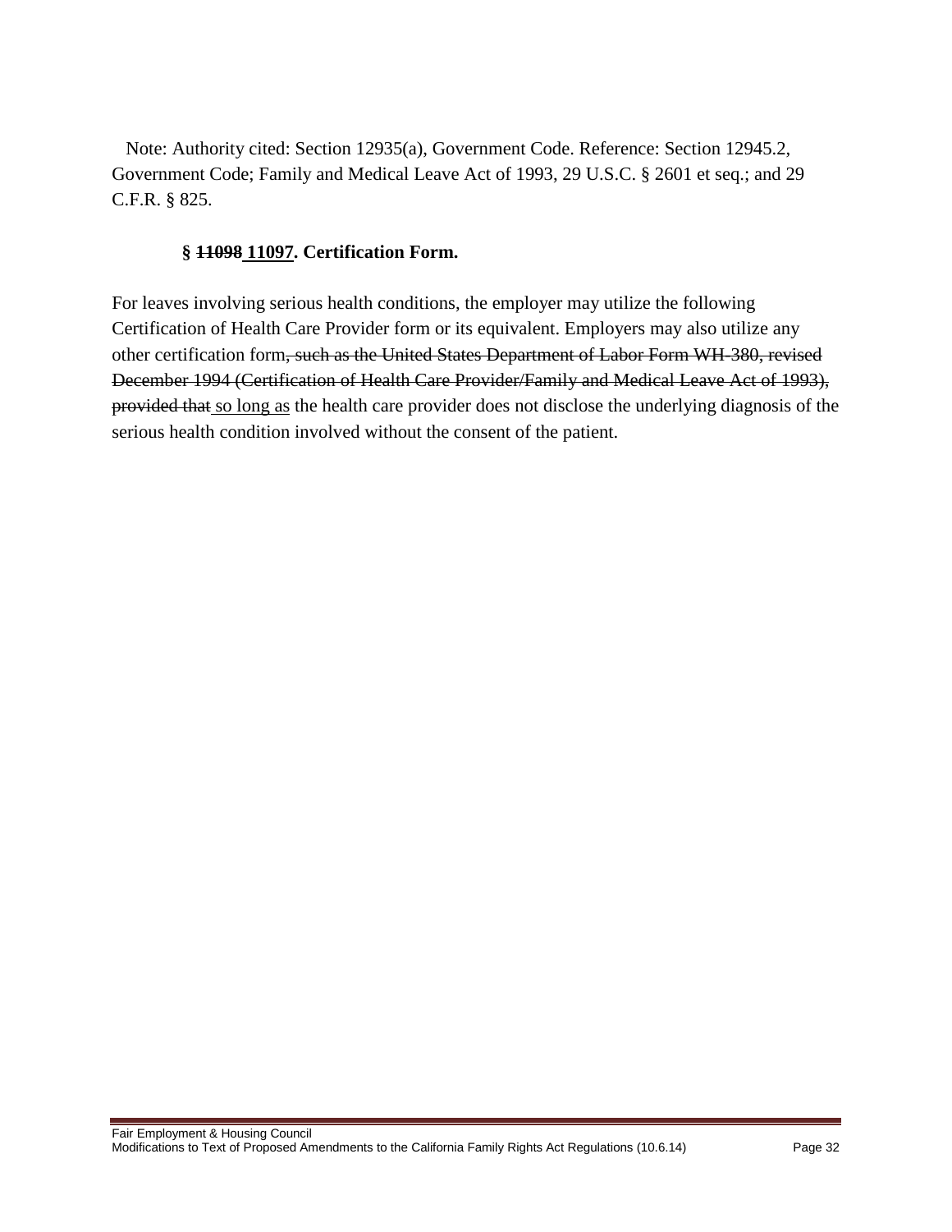Note: Authority cited: Section 12935(a), Government Code. Reference: Section 12945.2, Government Code; Family and Medical Leave Act of 1993, 29 U.S.C. § 2601 et seq.; and 29 C.F.R. § 825.

### § ~~11098~~ <u>11097</u>. Certification Form.

For leaves involving serious health conditions, the employer may utilize the following Certification of Health Care Provider form or its equivalent. Employers may also utilize any other certification form~~, such as the United States Department of Labor Form WH-380, revised December 1994 (Certification of Health Care Provider/Family and Medical Leave Act of 1993), provided that~~ <u>so long as</u> the health care provider does not disclose the underlying diagnosis of the serious health condition involved without the consent of the patient.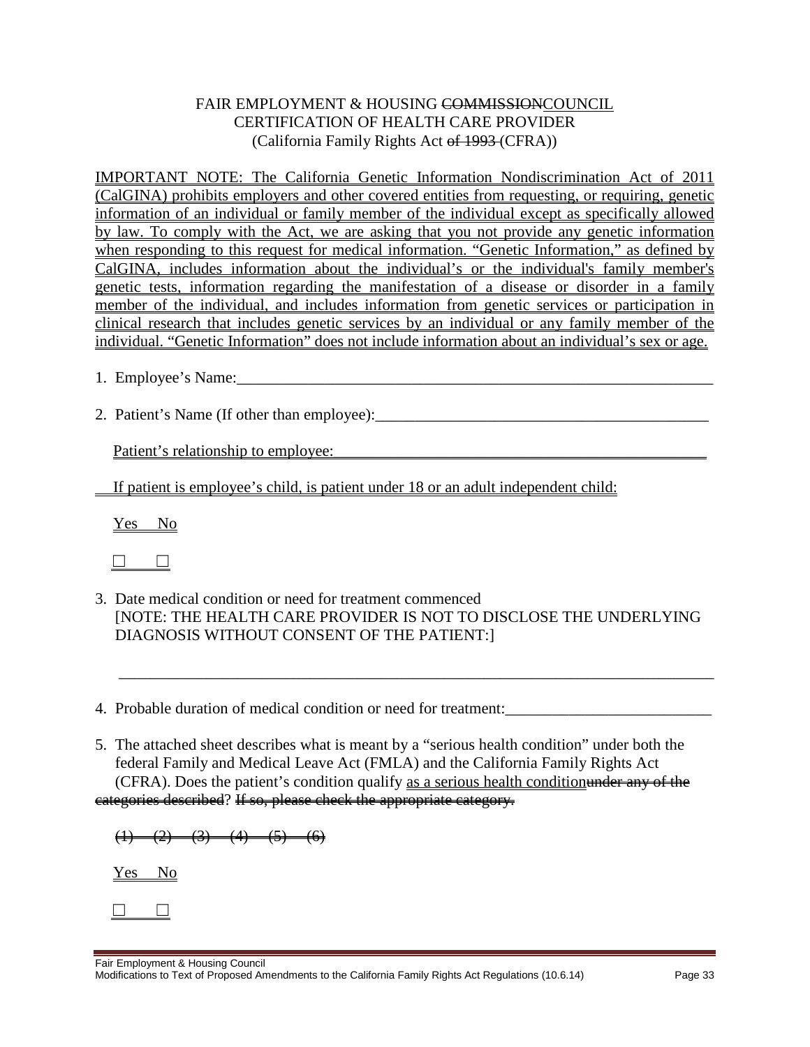FAIR EMPLOYMENT & HOUSING ~~COMMISSION~~<u>COUNCIL</u>
CERTIFICATION OF HEALTH CARE PROVIDER
(California Family Rights Act ~~of 1993~~ (CFRA))

<u>IMPORTANT NOTE: The California Genetic Information Nondiscrimination Act of 2011 (CalGINA) prohibits employers and other covered entities from requesting, or requiring, genetic information of an individual or family member of the individual except as specifically allowed by law. To comply with the Act, we are asking that you not provide any genetic information when responding to this request for medical information. "Genetic Information," as defined by CalGINA, includes information about the individual's or the individual's family member's genetic tests, information regarding the manifestation of a disease or disorder in a family member of the individual, and includes information from genetic services or participation in clinical research that includes genetic services by an individual or any family member of the individual. "Genetic Information" does not include information about an individual's sex or age.</u>

1. Employee's Name:_______________________________________________________________

2. Patient's Name (If other than employee):__________________________________________

   <u>Patient's relationship to employee:___________________________________________</u>

   <u>If patient is employee's child, is patient under 18 or an adult independent child:</u>

   <u>Yes No</u>

   <u>☐ ☐</u>

3. Date medical condition or need for treatment commenced
   [NOTE: THE HEALTH CARE PROVIDER IS NOT TO DISCLOSE THE UNDERLYING DIAGNOSIS WITHOUT CONSENT OF THE PATIENT:]

   ______________________________________________________________________________

4. Probable duration of medical condition or need for treatment:__________________________

5. The attached sheet describes what is meant by a "serious health condition" under both the federal Family and Medical Leave Act (FMLA) and the California Family Rights Act (CFRA). Does the patient's condition qualify <u>as a serious health condition</u>~~under any of the categories described~~? ~~If so, please check the appropriate category.~~

   ~~(1) (2) (3) (4) (5) (6)~~

   <u>Yes No</u>

   <u>☐ ☐</u>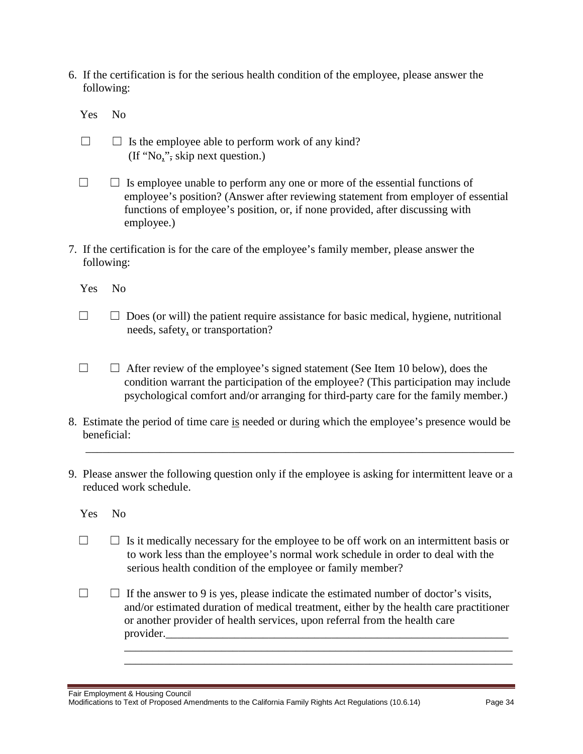6. If the certification is for the serious health condition of the employee, please answer the following:

Yes No

☐ ☐ Is the employee able to perform work of any kind? (If "No,", skip next question.)

☐ ☐ Is employee unable to perform any one or more of the essential functions of employee's position? (Answer after reviewing statement from employer of essential functions of employee's position, or, if none provided, after discussing with employee.)

7. If the certification is for the care of the employee's family member, please answer the following:

Yes No

☐ ☐ Does (or will) the patient require assistance for basic medical, hygiene, nutritional needs, safety, or transportation?

☐ ☐ After review of the employee's signed statement (See Item 10 below), does the condition warrant the participation of the employee? (This participation may include psychological comfort and/or arranging for third-party care for the family member.)

8. Estimate the period of time care is needed or during which the employee's presence would be beneficial:

_______________________________________________________________________________

9. Please answer the following question only if the employee is asking for intermittent leave or a reduced work schedule.

Yes No

☐ ☐ Is it medically necessary for the employee to be off work on an intermittent basis or to work less than the employee's normal work schedule in order to deal with the serious health condition of the employee or family member?

☐ ☐ If the answer to 9 is yes, please indicate the estimated number of doctor's visits, and/or estimated duration of medical treatment, either by the health care practitioner or another provider of health services, upon referral from the health care provider.________________________________________________________________
_______________________________________________________________________
_______________________________________________________________________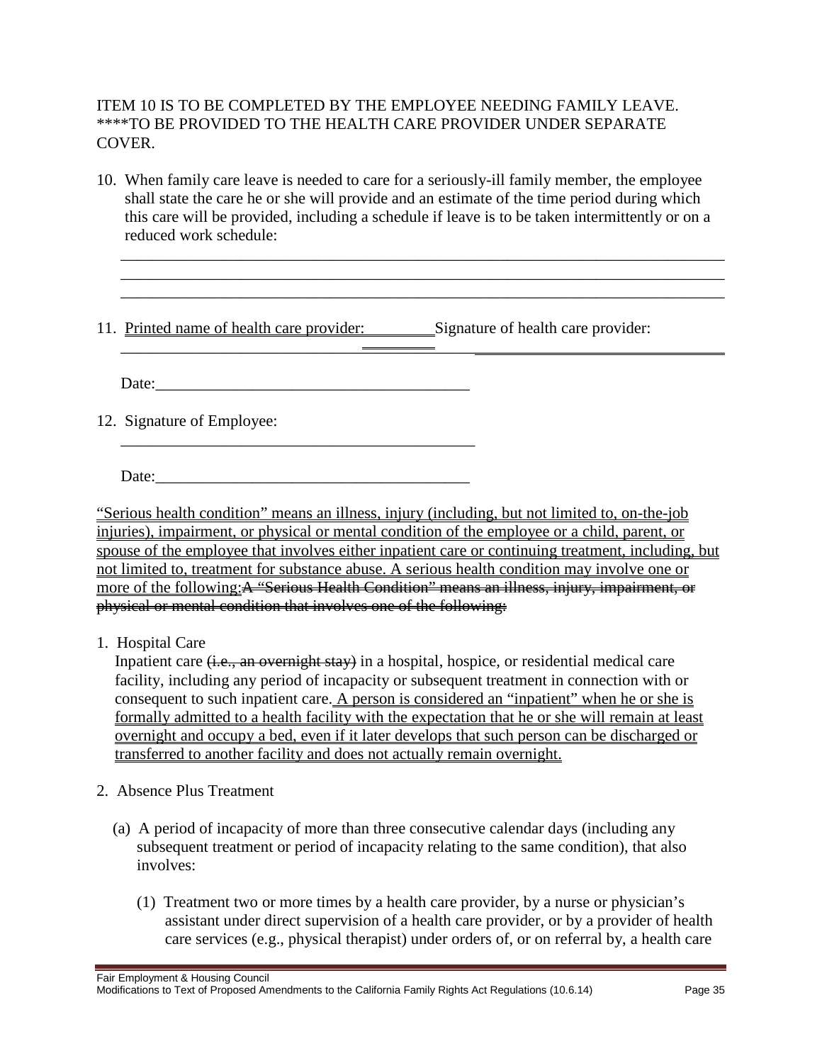ITEM 10 IS TO BE COMPLETED BY THE EMPLOYEE NEEDING FAMILY LEAVE.
****TO BE PROVIDED TO THE HEALTH CARE PROVIDER UNDER SEPARATE COVER.

10. When family care leave is needed to care for a seriously-ill family member, the employee shall state the care he or she will provide and an estimate of the time period during which this care will be provided, including a schedule if leave is to be taken intermittently or on a reduced work schedule:

    ______________________________________________________________________________
    ______________________________________________________________________________
    ______________________________________________________________________________

11. <u>Printed name of health care provider:</u> ________ Signature of health care provider:

    ______________________________ ________ ______________________________

    Date:________________________________________

12. Signature of Employee:

    ____________________________________________

    Date:________________________________________

<u>"Serious health condition" means an illness, injury (including, but not limited to, on-the-job injuries), impairment, or physical or mental condition of the employee or a child, parent, or spouse of the employee that involves either inpatient care or continuing treatment, including, but not limited to, treatment for substance abuse. A serious health condition may involve one or more of the following:</u>~~A "Serious Health Condition" means an illness, injury, impairment, or physical or mental condition that involves one of the following:~~

1. Hospital Care

   Inpatient care ~~(i.e., an overnight stay)~~ in a hospital, hospice, or residential medical care facility, including any period of incapacity or subsequent treatment in connection with or consequent to such inpatient care. <u>A person is considered an "inpatient" when he or she is formally admitted to a health facility with the expectation that he or she will remain at least overnight and occupy a bed, even if it later develops that such person can be discharged or transferred to another facility and does not actually remain overnight.</u>

2. Absence Plus Treatment

   (a) A period of incapacity of more than three consecutive calendar days (including any subsequent treatment or period of incapacity relating to the same condition), that also involves:

      (1) Treatment two or more times by a health care provider, by a nurse or physician's assistant under direct supervision of a health care provider, or by a provider of health care services (e.g., physical therapist) under orders of, or on referral by, a health care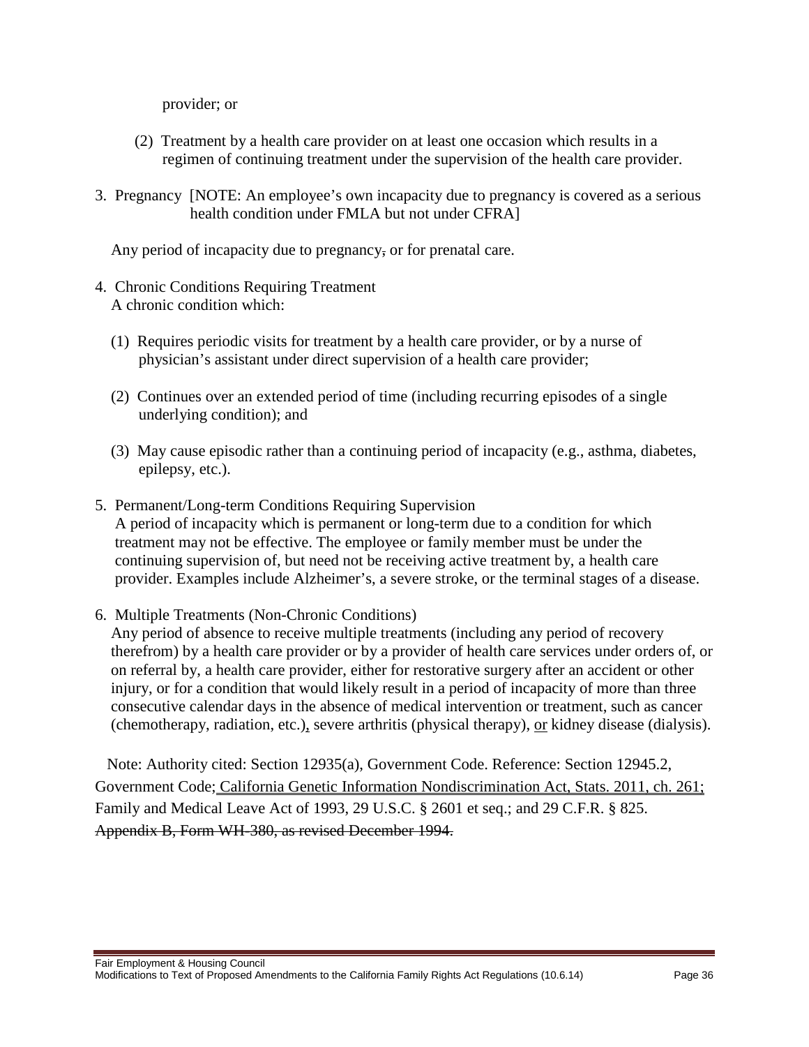provider; or

(2) Treatment by a health care provider on at least one occasion which results in a regimen of continuing treatment under the supervision of the health care provider.

3. Pregnancy [NOTE: An employee's own incapacity due to pregnancy is covered as a serious health condition under FMLA but not under CFRA]

Any period of incapacity due to pregnancy~~,~~ or for prenatal care.

4. Chronic Conditions Requiring Treatment
A chronic condition which:

(1) Requires periodic visits for treatment by a health care provider, or by a nurse of physician's assistant under direct supervision of a health care provider;

(2) Continues over an extended period of time (including recurring episodes of a single underlying condition); and

(3) May cause episodic rather than a continuing period of incapacity (e.g., asthma, diabetes, epilepsy, etc.).

5. Permanent/Long-term Conditions Requiring Supervision
A period of incapacity which is permanent or long-term due to a condition for which treatment may not be effective. The employee or family member must be under the continuing supervision of, but need not be receiving active treatment by, a health care provider. Examples include Alzheimer's, a severe stroke, or the terminal stages of a disease.

6. Multiple Treatments (Non-Chronic Conditions)
Any period of absence to receive multiple treatments (including any period of recovery therefrom) by a health care provider or by a provider of health care services under orders of, or on referral by, a health care provider, either for restorative surgery after an accident or other injury, or for a condition that would likely result in a period of incapacity of more than three consecutive calendar days in the absence of medical intervention or treatment, such as cancer (chemotherapy, radiation, etc.)<u>,</u> severe arthritis (physical therapy), <u>or</u> kidney disease (dialysis).

Note: Authority cited: Section 12935(a), Government Code. Reference: Section 12945.2, Government Code<u>; California Genetic Information Nondiscrimination Act, Stats. 2011, ch. 261;</u> Family and Medical Leave Act of 1993, 29 U.S.C. § 2601 et seq.; and 29 C.F.R. § 825. ~~Appendix B, Form WH-380, as revised December 1994.~~